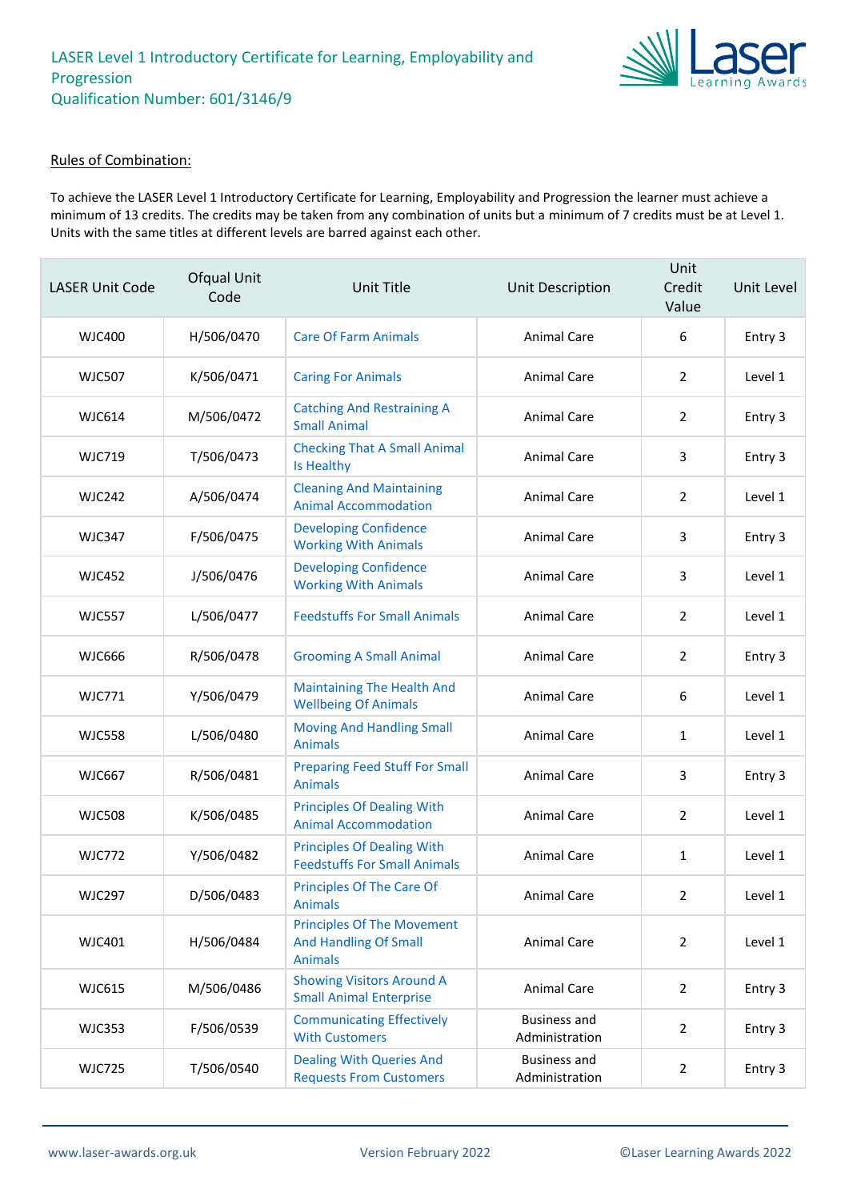# LASER Level 1 Introductory Certificate for Learning, Employability and Progression
## Qualification Number: 601/3146/9

### Rules of Combination:

To achieve the LASER Level 1 Introductory Certificate for Learning, Employability and Progression the learner must achieve a minimum of 13 credits. The credits may be taken from any combination of units but a minimum of 7 credits must be at Level 1. Units with the same titles at different levels are barred against each other.

| LASER Unit Code | Ofqual Unit Code | Unit Title | Unit Description | Unit Credit Value | Unit Level |
|---|---|---|---|---|---|
| WJC400 | H/506/0470 | Care Of Farm Animals | Animal Care | 6 | Entry 3 |
| WJC507 | K/506/0471 | Caring For Animals | Animal Care | 2 | Level 1 |
| WJC614 | M/506/0472 | Catching And Restraining A Small Animal | Animal Care | 2 | Entry 3 |
| WJC719 | T/506/0473 | Checking That A Small Animal Is Healthy | Animal Care | 3 | Entry 3 |
| WJC242 | A/506/0474 | Cleaning And Maintaining Animal Accommodation | Animal Care | 2 | Level 1 |
| WJC347 | F/506/0475 | Developing Confidence Working With Animals | Animal Care | 3 | Entry 3 |
| WJC452 | J/506/0476 | Developing Confidence Working With Animals | Animal Care | 3 | Level 1 |
| WJC557 | L/506/0477 | Feedstuffs For Small Animals | Animal Care | 2 | Level 1 |
| WJC666 | R/506/0478 | Grooming A Small Animal | Animal Care | 2 | Entry 3 |
| WJC771 | Y/506/0479 | Maintaining The Health And Wellbeing Of Animals | Animal Care | 6 | Level 1 |
| WJC558 | L/506/0480 | Moving And Handling Small Animals | Animal Care | 1 | Level 1 |
| WJC667 | R/506/0481 | Preparing Feed Stuff For Small Animals | Animal Care | 3 | Entry 3 |
| WJC508 | K/506/0485 | Principles Of Dealing With Animal Accommodation | Animal Care | 2 | Level 1 |
| WJC772 | Y/506/0482 | Principles Of Dealing With Feedstuffs For Small Animals | Animal Care | 1 | Level 1 |
| WJC297 | D/506/0483 | Principles Of The Care Of Animals | Animal Care | 2 | Level 1 |
| WJC401 | H/506/0484 | Principles Of The Movement And Handling Of Small Animals | Animal Care | 2 | Level 1 |
| WJC615 | M/506/0486 | Showing Visitors Around A Small Animal Enterprise | Animal Care | 2 | Entry 3 |
| WJC353 | F/506/0539 | Communicating Effectively With Customers | Business and Administration | 2 | Entry 3 |
| WJC725 | T/506/0540 | Dealing With Queries And Requests From Customers | Business and Administration | 2 | Entry 3 |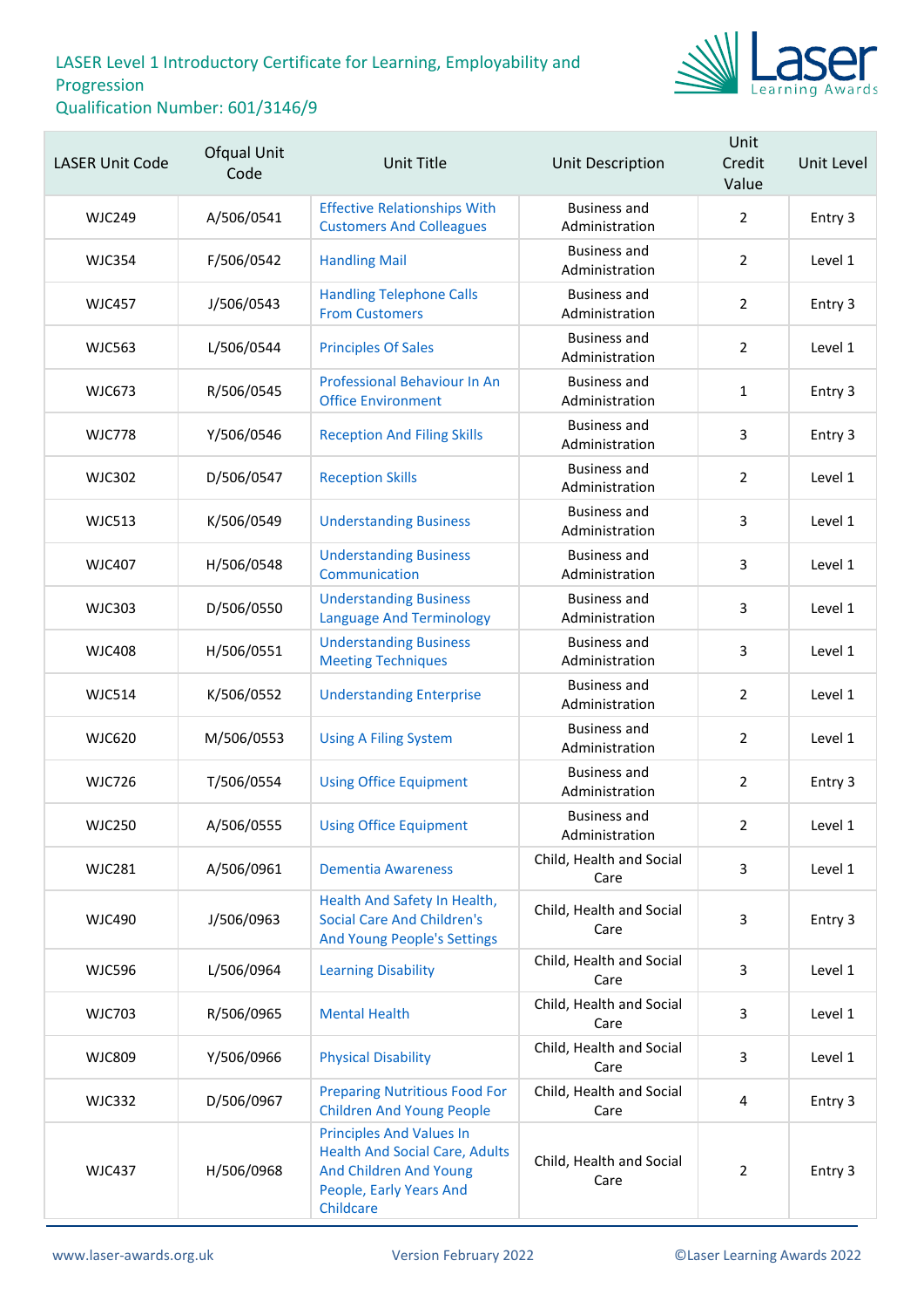# LASER Level 1 Introductory Certificate for Learning, Employability and Progression

Qualification Number: 601/3146/9

| LASER Unit Code | Ofqual Unit Code | Unit Title | Unit Description | Unit Credit Value | Unit Level |
|---|---|---|---|---|---|
| WJC249 | A/506/0541 | Effective Relationships With Customers And Colleagues | Business and Administration | 2 | Entry 3 |
| WJC354 | F/506/0542 | Handling Mail | Business and Administration | 2 | Level 1 |
| WJC457 | J/506/0543 | Handling Telephone Calls From Customers | Business and Administration | 2 | Entry 3 |
| WJC563 | L/506/0544 | Principles Of Sales | Business and Administration | 2 | Level 1 |
| WJC673 | R/506/0545 | Professional Behaviour In An Office Environment | Business and Administration | 1 | Entry 3 |
| WJC778 | Y/506/0546 | Reception And Filing Skills | Business and Administration | 3 | Entry 3 |
| WJC302 | D/506/0547 | Reception Skills | Business and Administration | 2 | Level 1 |
| WJC513 | K/506/0549 | Understanding Business | Business and Administration | 3 | Level 1 |
| WJC407 | H/506/0548 | Understanding Business Communication | Business and Administration | 3 | Level 1 |
| WJC303 | D/506/0550 | Understanding Business Language And Terminology | Business and Administration | 3 | Level 1 |
| WJC408 | H/506/0551 | Understanding Business Meeting Techniques | Business and Administration | 3 | Level 1 |
| WJC514 | K/506/0552 | Understanding Enterprise | Business and Administration | 2 | Level 1 |
| WJC620 | M/506/0553 | Using A Filing System | Business and Administration | 2 | Level 1 |
| WJC726 | T/506/0554 | Using Office Equipment | Business and Administration | 2 | Entry 3 |
| WJC250 | A/506/0555 | Using Office Equipment | Business and Administration | 2 | Level 1 |
| WJC281 | A/506/0961 | Dementia Awareness | Child, Health and Social Care | 3 | Level 1 |
| WJC490 | J/506/0963 | Health And Safety In Health, Social Care And Children's And Young People's Settings | Child, Health and Social Care | 3 | Entry 3 |
| WJC596 | L/506/0964 | Learning Disability | Child, Health and Social Care | 3 | Level 1 |
| WJC703 | R/506/0965 | Mental Health | Child, Health and Social Care | 3 | Level 1 |
| WJC809 | Y/506/0966 | Physical Disability | Child, Health and Social Care | 3 | Level 1 |
| WJC332 | D/506/0967 | Preparing Nutritious Food For Children And Young People | Child, Health and Social Care | 4 | Entry 3 |
| WJC437 | H/506/0968 | Principles And Values In Health And Social Care, Adults And Children And Young People, Early Years And Childcare | Child, Health and Social Care | 2 | Entry 3 |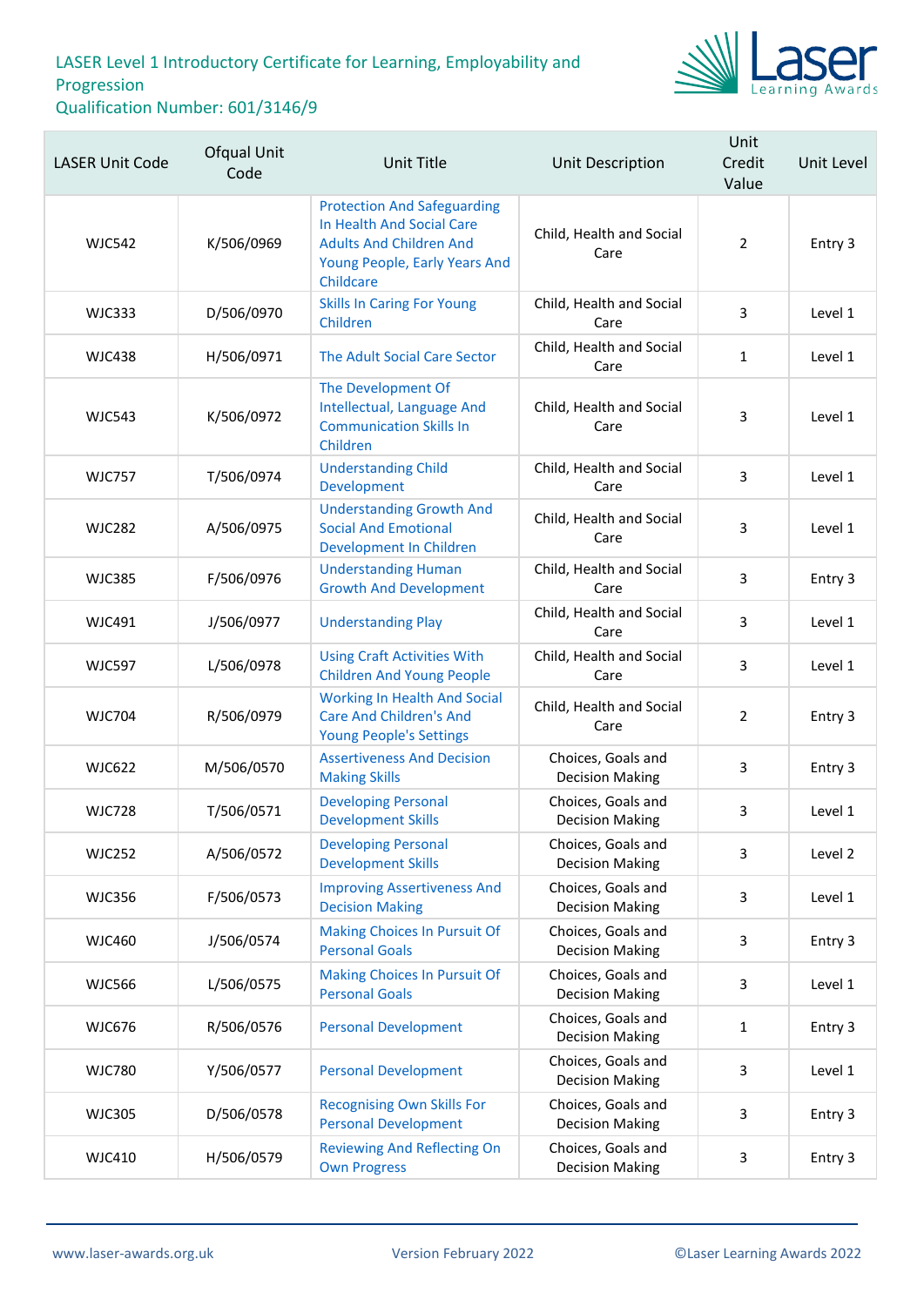LASER Level 1 Introductory Certificate for Learning, Employability and Progression
Qualification Number: 601/3146/9

| LASER Unit Code | Ofqual Unit Code | Unit Title | Unit Description | Unit Credit Value | Unit Level |
|---|---|---|---|---|---|
| WJC542 | K/506/0969 | Protection And Safeguarding In Health And Social Care Adults And Children And Young People, Early Years And Childcare | Child, Health and Social Care | 2 | Entry 3 |
| WJC333 | D/506/0970 | Skills In Caring For Young Children | Child, Health and Social Care | 3 | Level 1 |
| WJC438 | H/506/0971 | The Adult Social Care Sector | Child, Health and Social Care | 1 | Level 1 |
| WJC543 | K/506/0972 | The Development Of Intellectual, Language And Communication Skills In Children | Child, Health and Social Care | 3 | Level 1 |
| WJC757 | T/506/0974 | Understanding Child Development | Child, Health and Social Care | 3 | Level 1 |
| WJC282 | A/506/0975 | Understanding Growth And Social And Emotional Development In Children | Child, Health and Social Care | 3 | Level 1 |
| WJC385 | F/506/0976 | Understanding Human Growth And Development | Child, Health and Social Care | 3 | Entry 3 |
| WJC491 | J/506/0977 | Understanding Play | Child, Health and Social Care | 3 | Level 1 |
| WJC597 | L/506/0978 | Using Craft Activities With Children And Young People | Child, Health and Social Care | 3 | Level 1 |
| WJC704 | R/506/0979 | Working In Health And Social Care And Children's And Young People's Settings | Child, Health and Social Care | 2 | Entry 3 |
| WJC622 | M/506/0570 | Assertiveness And Decision Making Skills | Choices, Goals and Decision Making | 3 | Entry 3 |
| WJC728 | T/506/0571 | Developing Personal Development Skills | Choices, Goals and Decision Making | 3 | Level 1 |
| WJC252 | A/506/0572 | Developing Personal Development Skills | Choices, Goals and Decision Making | 3 | Level 2 |
| WJC356 | F/506/0573 | Improving Assertiveness And Decision Making | Choices, Goals and Decision Making | 3 | Level 1 |
| WJC460 | J/506/0574 | Making Choices In Pursuit Of Personal Goals | Choices, Goals and Decision Making | 3 | Entry 3 |
| WJC566 | L/506/0575 | Making Choices In Pursuit Of Personal Goals | Choices, Goals and Decision Making | 3 | Level 1 |
| WJC676 | R/506/0576 | Personal Development | Choices, Goals and Decision Making | 1 | Entry 3 |
| WJC780 | Y/506/0577 | Personal Development | Choices, Goals and Decision Making | 3 | Level 1 |
| WJC305 | D/506/0578 | Recognising Own Skills For Personal Development | Choices, Goals and Decision Making | 3 | Entry 3 |
| WJC410 | H/506/0579 | Reviewing And Reflecting On Own Progress | Choices, Goals and Decision Making | 3 | Entry 3 |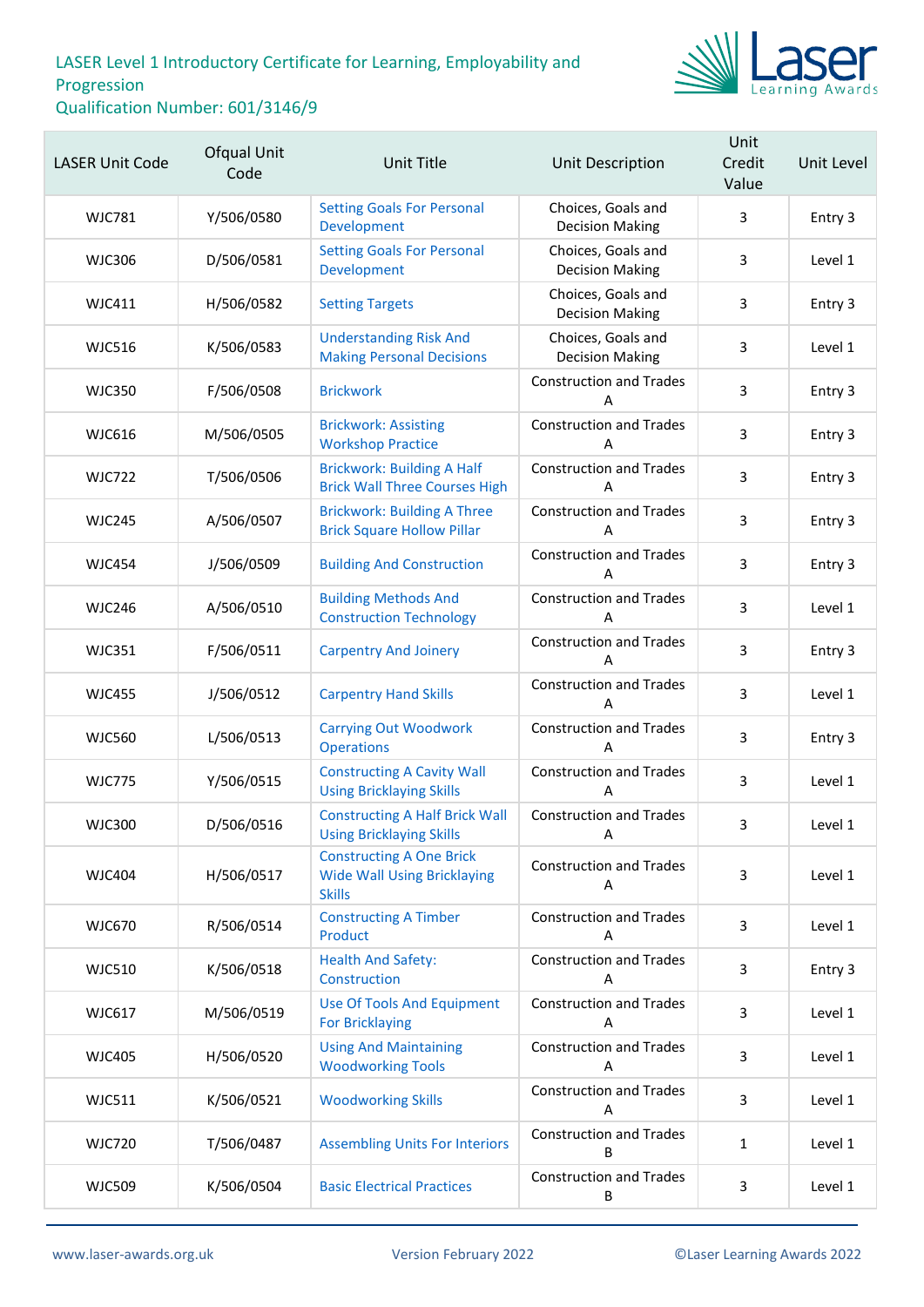LASER Level 1 Introductory Certificate for Learning, Employability and Progression
Qualification Number: 601/3146/9

| LASER Unit Code | Ofqual Unit Code | Unit Title | Unit Description | Unit Credit Value | Unit Level |
|---|---|---|---|---|---|
| WJC781 | Y/506/0580 | Setting Goals For Personal Development | Choices, Goals and Decision Making | 3 | Entry 3 |
| WJC306 | D/506/0581 | Setting Goals For Personal Development | Choices, Goals and Decision Making | 3 | Level 1 |
| WJC411 | H/506/0582 | Setting Targets | Choices, Goals and Decision Making | 3 | Entry 3 |
| WJC516 | K/506/0583 | Understanding Risk And Making Personal Decisions | Choices, Goals and Decision Making | 3 | Level 1 |
| WJC350 | F/506/0508 | Brickwork | Construction and Trades A | 3 | Entry 3 |
| WJC616 | M/506/0505 | Brickwork: Assisting Workshop Practice | Construction and Trades A | 3 | Entry 3 |
| WJC722 | T/506/0506 | Brickwork: Building A Half Brick Wall Three Courses High | Construction and Trades A | 3 | Entry 3 |
| WJC245 | A/506/0507 | Brickwork: Building A Three Brick Square Hollow Pillar | Construction and Trades A | 3 | Entry 3 |
| WJC454 | J/506/0509 | Building And Construction | Construction and Trades A | 3 | Entry 3 |
| WJC246 | A/506/0510 | Building Methods And Construction Technology | Construction and Trades A | 3 | Level 1 |
| WJC351 | F/506/0511 | Carpentry And Joinery | Construction and Trades A | 3 | Entry 3 |
| WJC455 | J/506/0512 | Carpentry Hand Skills | Construction and Trades A | 3 | Level 1 |
| WJC560 | L/506/0513 | Carrying Out Woodwork Operations | Construction and Trades A | 3 | Entry 3 |
| WJC775 | Y/506/0515 | Constructing A Cavity Wall Using Bricklaying Skills | Construction and Trades A | 3 | Level 1 |
| WJC300 | D/506/0516 | Constructing A Half Brick Wall Using Bricklaying Skills | Construction and Trades A | 3 | Level 1 |
| WJC404 | H/506/0517 | Constructing A One Brick Wide Wall Using Bricklaying Skills | Construction and Trades A | 3 | Level 1 |
| WJC670 | R/506/0514 | Constructing A Timber Product | Construction and Trades A | 3 | Level 1 |
| WJC510 | K/506/0518 | Health And Safety: Construction | Construction and Trades A | 3 | Entry 3 |
| WJC617 | M/506/0519 | Use Of Tools And Equipment For Bricklaying | Construction and Trades A | 3 | Level 1 |
| WJC405 | H/506/0520 | Using And Maintaining Woodworking Tools | Construction and Trades A | 3 | Level 1 |
| WJC511 | K/506/0521 | Woodworking Skills | Construction and Trades A | 3 | Level 1 |
| WJC720 | T/506/0487 | Assembling Units For Interiors | Construction and Trades B | 1 | Level 1 |
| WJC509 | K/506/0504 | Basic Electrical Practices | Construction and Trades B | 3 | Level 1 |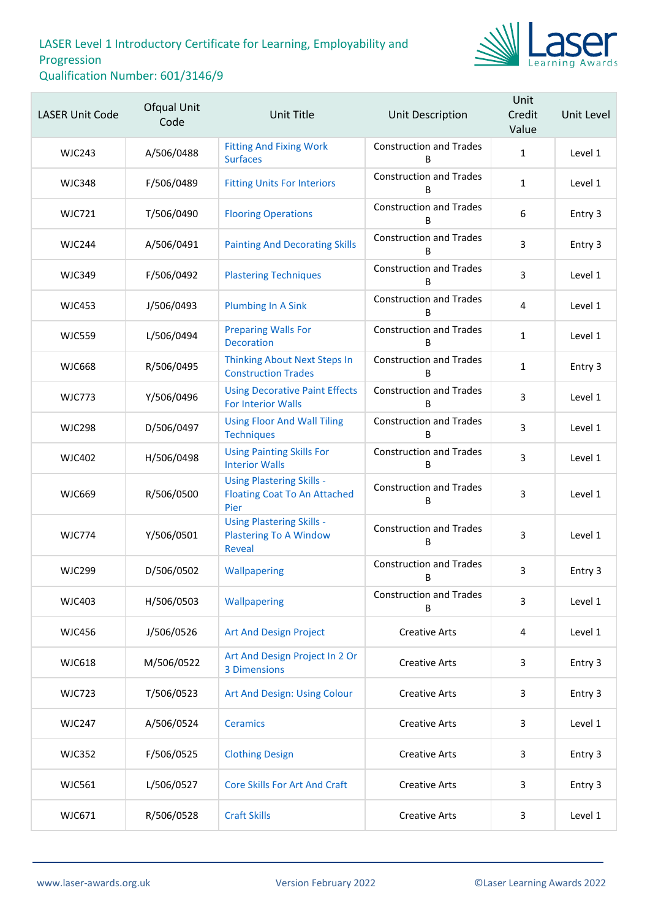LASER Level 1 Introductory Certificate for Learning, Employability and Progression
Qualification Number: 601/3146/9

| LASER Unit Code | Ofqual Unit Code | Unit Title | Unit Description | Unit Credit Value | Unit Level |
|---|---|---|---|---|---|
| WJC243 | A/506/0488 | Fitting And Fixing Work Surfaces | Construction and Trades B | 1 | Level 1 |
| WJC348 | F/506/0489 | Fitting Units For Interiors | Construction and Trades B | 1 | Level 1 |
| WJC721 | T/506/0490 | Flooring Operations | Construction and Trades B | 6 | Entry 3 |
| WJC244 | A/506/0491 | Painting And Decorating Skills | Construction and Trades B | 3 | Entry 3 |
| WJC349 | F/506/0492 | Plastering Techniques | Construction and Trades B | 3 | Level 1 |
| WJC453 | J/506/0493 | Plumbing In A Sink | Construction and Trades B | 4 | Level 1 |
| WJC559 | L/506/0494 | Preparing Walls For Decoration | Construction and Trades B | 1 | Level 1 |
| WJC668 | R/506/0495 | Thinking About Next Steps In Construction Trades | Construction and Trades B | 1 | Entry 3 |
| WJC773 | Y/506/0496 | Using Decorative Paint Effects For Interior Walls | Construction and Trades B | 3 | Level 1 |
| WJC298 | D/506/0497 | Using Floor And Wall Tiling Techniques | Construction and Trades B | 3 | Level 1 |
| WJC402 | H/506/0498 | Using Painting Skills For Interior Walls | Construction and Trades B | 3 | Level 1 |
| WJC669 | R/506/0500 | Using Plastering Skills - Floating Coat To An Attached Pier | Construction and Trades B | 3 | Level 1 |
| WJC774 | Y/506/0501 | Using Plastering Skills - Plastering To A Window Reveal | Construction and Trades B | 3 | Level 1 |
| WJC299 | D/506/0502 | Wallpapering | Construction and Trades B | 3 | Entry 3 |
| WJC403 | H/506/0503 | Wallpapering | Construction and Trades B | 3 | Level 1 |
| WJC456 | J/506/0526 | Art And Design Project | Creative Arts | 4 | Level 1 |
| WJC618 | M/506/0522 | Art And Design Project In 2 Or 3 Dimensions | Creative Arts | 3 | Entry 3 |
| WJC723 | T/506/0523 | Art And Design: Using Colour | Creative Arts | 3 | Entry 3 |
| WJC247 | A/506/0524 | Ceramics | Creative Arts | 3 | Level 1 |
| WJC352 | F/506/0525 | Clothing Design | Creative Arts | 3 | Entry 3 |
| WJC561 | L/506/0527 | Core Skills For Art And Craft | Creative Arts | 3 | Entry 3 |
| WJC671 | R/506/0528 | Craft Skills | Creative Arts | 3 | Level 1 |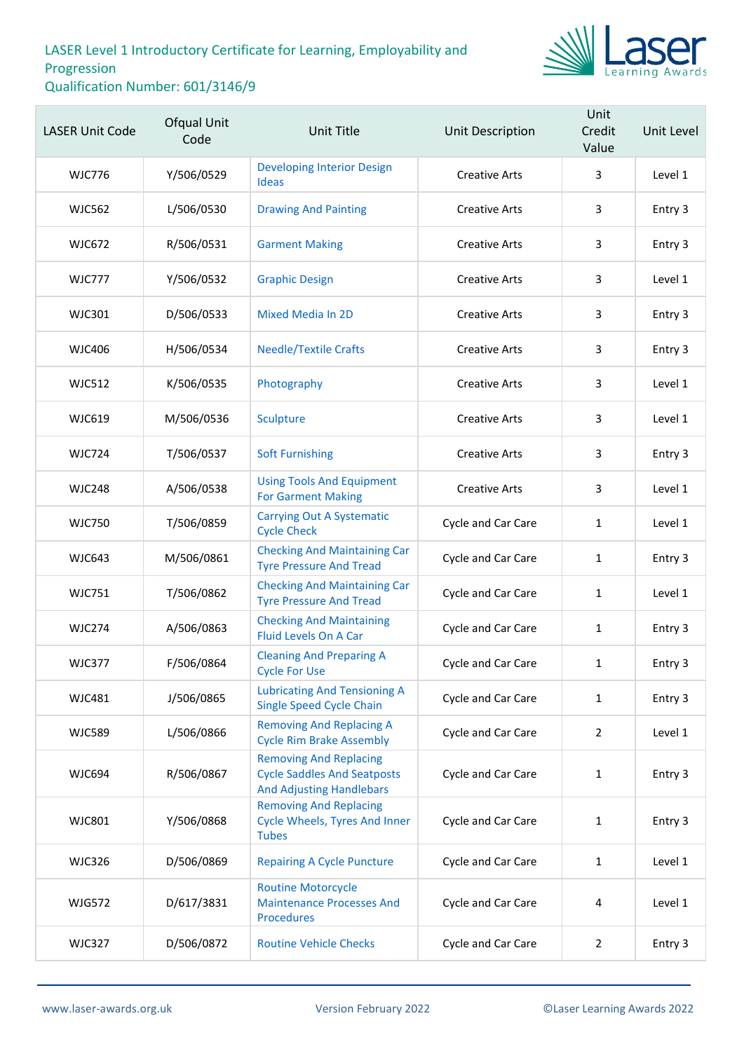# LASER Level 1 Introductory Certificate for Learning, Employability and Progression

Qualification Number: 601/3146/9

| LASER Unit Code | Ofqual Unit Code | Unit Title | Unit Description | Unit Credit Value | Unit Level |
|---|---|---|---|---|---|
| WJC776 | Y/506/0529 | Developing Interior Design Ideas | Creative Arts | 3 | Level 1 |
| WJC562 | L/506/0530 | Drawing And Painting | Creative Arts | 3 | Entry 3 |
| WJC672 | R/506/0531 | Garment Making | Creative Arts | 3 | Entry 3 |
| WJC777 | Y/506/0532 | Graphic Design | Creative Arts | 3 | Level 1 |
| WJC301 | D/506/0533 | Mixed Media In 2D | Creative Arts | 3 | Entry 3 |
| WJC406 | H/506/0534 | Needle/Textile Crafts | Creative Arts | 3 | Entry 3 |
| WJC512 | K/506/0535 | Photography | Creative Arts | 3 | Level 1 |
| WJC619 | M/506/0536 | Sculpture | Creative Arts | 3 | Level 1 |
| WJC724 | T/506/0537 | Soft Furnishing | Creative Arts | 3 | Entry 3 |
| WJC248 | A/506/0538 | Using Tools And Equipment For Garment Making | Creative Arts | 3 | Level 1 |
| WJC750 | T/506/0859 | Carrying Out A Systematic Cycle Check | Cycle and Car Care | 1 | Level 1 |
| WJC643 | M/506/0861 | Checking And Maintaining Car Tyre Pressure And Tread | Cycle and Car Care | 1 | Entry 3 |
| WJC751 | T/506/0862 | Checking And Maintaining Car Tyre Pressure And Tread | Cycle and Car Care | 1 | Level 1 |
| WJC274 | A/506/0863 | Checking And Maintaining Fluid Levels On A Car | Cycle and Car Care | 1 | Entry 3 |
| WJC377 | F/506/0864 | Cleaning And Preparing A Cycle For Use | Cycle and Car Care | 1 | Entry 3 |
| WJC481 | J/506/0865 | Lubricating And Tensioning A Single Speed Cycle Chain | Cycle and Car Care | 1 | Entry 3 |
| WJC589 | L/506/0866 | Removing And Replacing A Cycle Rim Brake Assembly | Cycle and Car Care | 2 | Level 1 |
| WJC694 | R/506/0867 | Removing And Replacing Cycle Saddles And Seatposts And Adjusting Handlebars | Cycle and Car Care | 1 | Entry 3 |
| WJC801 | Y/506/0868 | Removing And Replacing Cycle Wheels, Tyres And Inner Tubes | Cycle and Car Care | 1 | Entry 3 |
| WJC326 | D/506/0869 | Repairing A Cycle Puncture | Cycle and Car Care | 1 | Level 1 |
| WJG572 | D/617/3831 | Routine Motorcycle Maintenance Processes And Procedures | Cycle and Car Care | 4 | Level 1 |
| WJC327 | D/506/0872 | Routine Vehicle Checks | Cycle and Car Care | 2 | Entry 3 |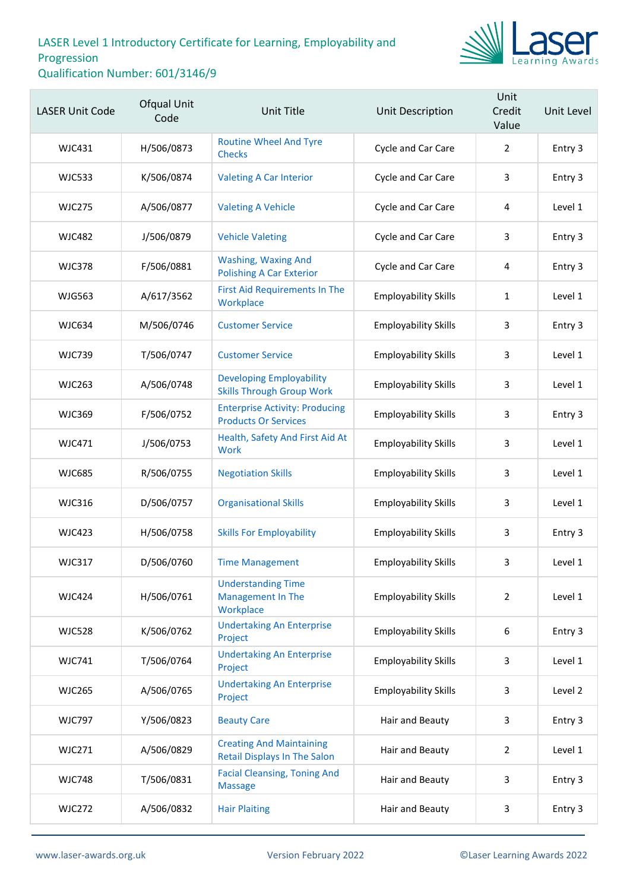LASER Level 1 Introductory Certificate for Learning, Employability and Progression
Qualification Number: 601/3146/9

| LASER Unit Code | Ofqual Unit Code | Unit Title | Unit Description | Unit Credit Value | Unit Level |
|---|---|---|---|---|---|
| WJC431 | H/506/0873 | Routine Wheel And Tyre Checks | Cycle and Car Care | 2 | Entry 3 |
| WJC533 | K/506/0874 | Valeting A Car Interior | Cycle and Car Care | 3 | Entry 3 |
| WJC275 | A/506/0877 | Valeting A Vehicle | Cycle and Car Care | 4 | Level 1 |
| WJC482 | J/506/0879 | Vehicle Valeting | Cycle and Car Care | 3 | Entry 3 |
| WJC378 | F/506/0881 | Washing, Waxing And Polishing A Car Exterior | Cycle and Car Care | 4 | Entry 3 |
| WJG563 | A/617/3562 | First Aid Requirements In The Workplace | Employability Skills | 1 | Level 1 |
| WJC634 | M/506/0746 | Customer Service | Employability Skills | 3 | Entry 3 |
| WJC739 | T/506/0747 | Customer Service | Employability Skills | 3 | Level 1 |
| WJC263 | A/506/0748 | Developing Employability Skills Through Group Work | Employability Skills | 3 | Level 1 |
| WJC369 | F/506/0752 | Enterprise Activity: Producing Products Or Services | Employability Skills | 3 | Entry 3 |
| WJC471 | J/506/0753 | Health, Safety And First Aid At Work | Employability Skills | 3 | Level 1 |
| WJC685 | R/506/0755 | Negotiation Skills | Employability Skills | 3 | Level 1 |
| WJC316 | D/506/0757 | Organisational Skills | Employability Skills | 3 | Level 1 |
| WJC423 | H/506/0758 | Skills For Employability | Employability Skills | 3 | Entry 3 |
| WJC317 | D/506/0760 | Time Management | Employability Skills | 3 | Level 1 |
| WJC424 | H/506/0761 | Understanding Time Management In The Workplace | Employability Skills | 2 | Level 1 |
| WJC528 | K/506/0762 | Undertaking An Enterprise Project | Employability Skills | 6 | Entry 3 |
| WJC741 | T/506/0764 | Undertaking An Enterprise Project | Employability Skills | 3 | Level 1 |
| WJC265 | A/506/0765 | Undertaking An Enterprise Project | Employability Skills | 3 | Level 2 |
| WJC797 | Y/506/0823 | Beauty Care | Hair and Beauty | 3 | Entry 3 |
| WJC271 | A/506/0829 | Creating And Maintaining Retail Displays In The Salon | Hair and Beauty | 2 | Level 1 |
| WJC748 | T/506/0831 | Facial Cleansing, Toning And Massage | Hair and Beauty | 3 | Entry 3 |
| WJC272 | A/506/0832 | Hair Plaiting | Hair and Beauty | 3 | Entry 3 |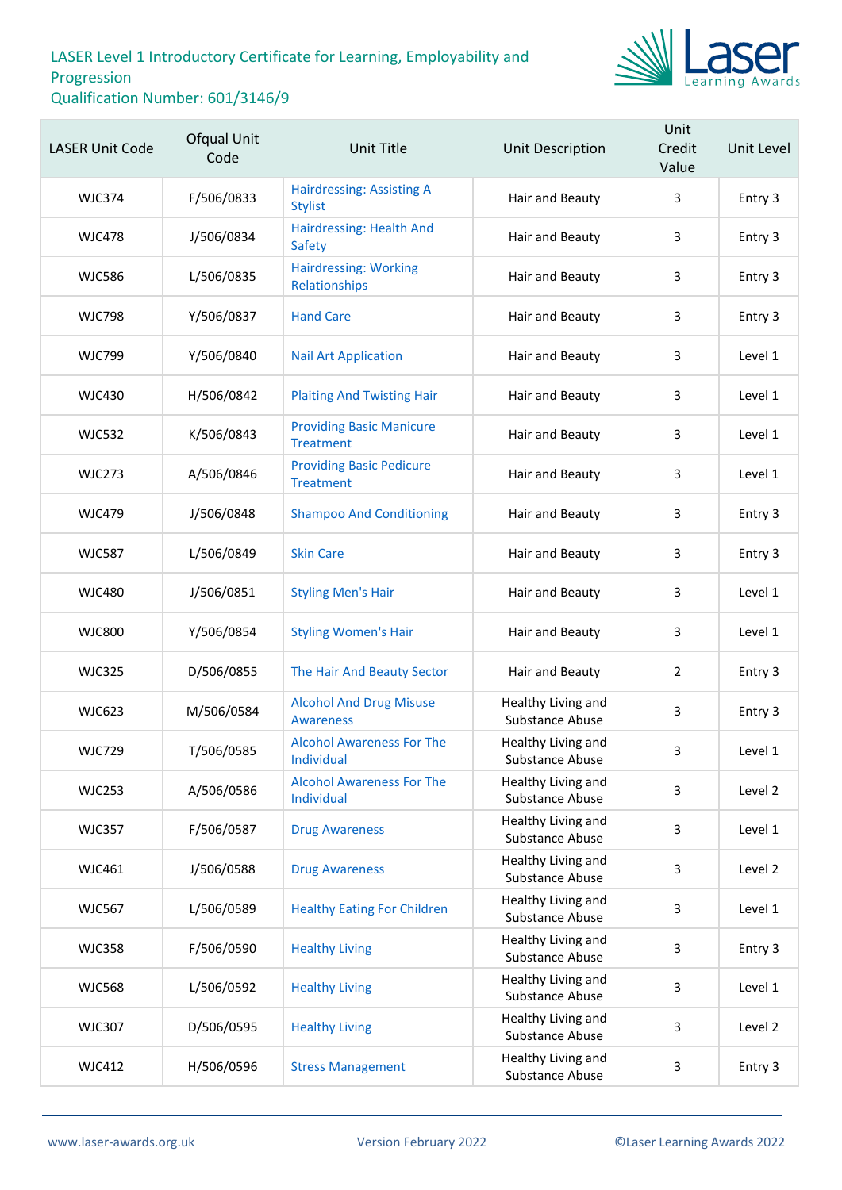LASER Level 1 Introductory Certificate for Learning, Employability and Progression
Qualification Number: 601/3146/9

| LASER Unit Code | Ofqual Unit Code | Unit Title | Unit Description | Unit Credit Value | Unit Level |
|---|---|---|---|---|---|
| WJC374 | F/506/0833 | Hairdressing: Assisting A Stylist | Hair and Beauty | 3 | Entry 3 |
| WJC478 | J/506/0834 | Hairdressing: Health And Safety | Hair and Beauty | 3 | Entry 3 |
| WJC586 | L/506/0835 | Hairdressing: Working Relationships | Hair and Beauty | 3 | Entry 3 |
| WJC798 | Y/506/0837 | Hand Care | Hair and Beauty | 3 | Entry 3 |
| WJC799 | Y/506/0840 | Nail Art Application | Hair and Beauty | 3 | Level 1 |
| WJC430 | H/506/0842 | Plaiting And Twisting Hair | Hair and Beauty | 3 | Level 1 |
| WJC532 | K/506/0843 | Providing Basic Manicure Treatment | Hair and Beauty | 3 | Level 1 |
| WJC273 | A/506/0846 | Providing Basic Pedicure Treatment | Hair and Beauty | 3 | Level 1 |
| WJC479 | J/506/0848 | Shampoo And Conditioning | Hair and Beauty | 3 | Entry 3 |
| WJC587 | L/506/0849 | Skin Care | Hair and Beauty | 3 | Entry 3 |
| WJC480 | J/506/0851 | Styling Men's Hair | Hair and Beauty | 3 | Level 1 |
| WJC800 | Y/506/0854 | Styling Women's Hair | Hair and Beauty | 3 | Level 1 |
| WJC325 | D/506/0855 | The Hair And Beauty Sector | Hair and Beauty | 2 | Entry 3 |
| WJC623 | M/506/0584 | Alcohol And Drug Misuse Awareness | Healthy Living and Substance Abuse | 3 | Entry 3 |
| WJC729 | T/506/0585 | Alcohol Awareness For The Individual | Healthy Living and Substance Abuse | 3 | Level 1 |
| WJC253 | A/506/0586 | Alcohol Awareness For The Individual | Healthy Living and Substance Abuse | 3 | Level 2 |
| WJC357 | F/506/0587 | Drug Awareness | Healthy Living and Substance Abuse | 3 | Level 1 |
| WJC461 | J/506/0588 | Drug Awareness | Healthy Living and Substance Abuse | 3 | Level 2 |
| WJC567 | L/506/0589 | Healthy Eating For Children | Healthy Living and Substance Abuse | 3 | Level 1 |
| WJC358 | F/506/0590 | Healthy Living | Healthy Living and Substance Abuse | 3 | Entry 3 |
| WJC568 | L/506/0592 | Healthy Living | Healthy Living and Substance Abuse | 3 | Level 1 |
| WJC307 | D/506/0595 | Healthy Living | Healthy Living and Substance Abuse | 3 | Level 2 |
| WJC412 | H/506/0596 | Stress Management | Healthy Living and Substance Abuse | 3 | Entry 3 |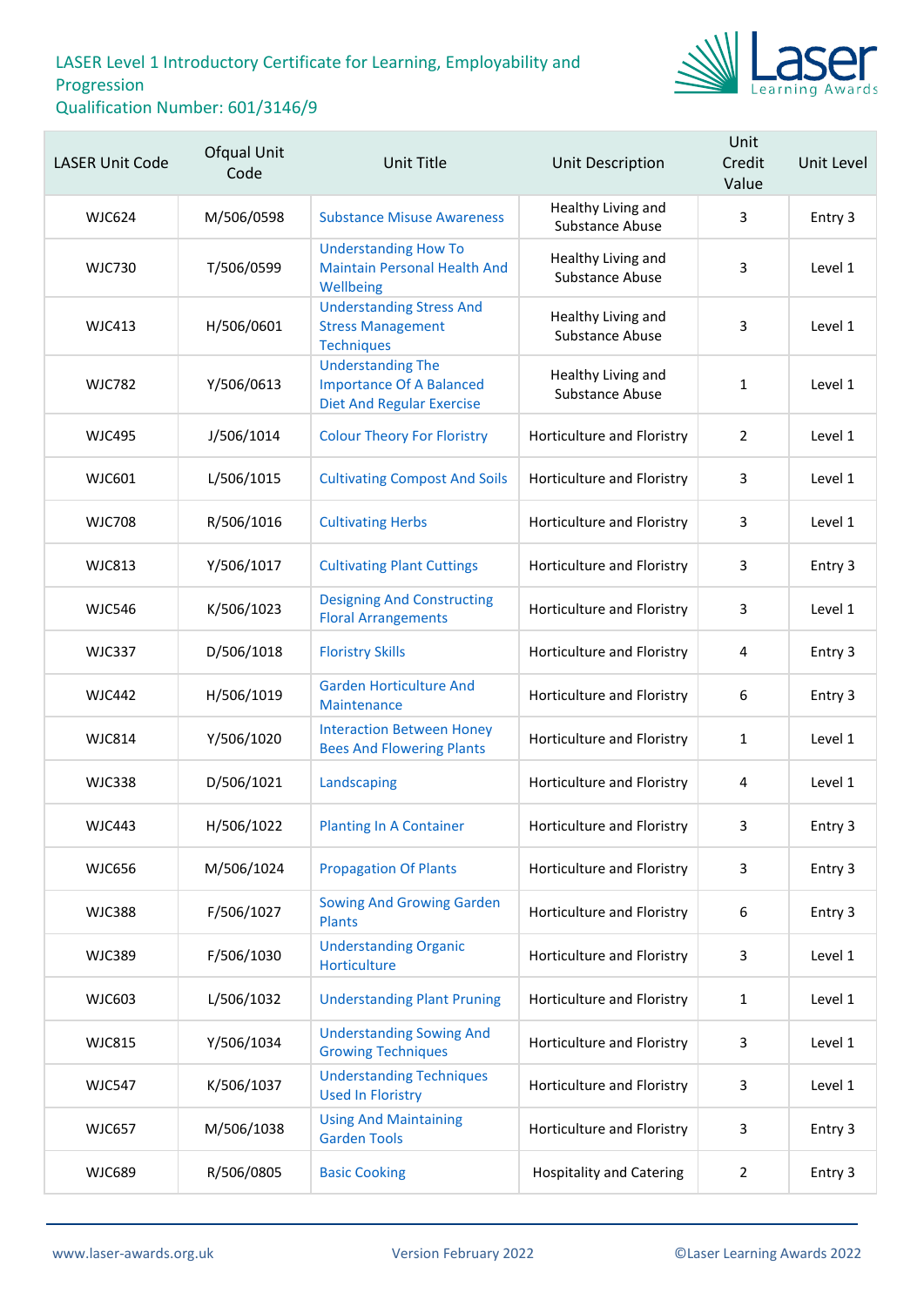LASER Level 1 Introductory Certificate for Learning, Employability and Progression
Qualification Number: 601/3146/9

| LASER Unit Code | Ofqual Unit Code | Unit Title | Unit Description | Unit Credit Value | Unit Level |
|---|---|---|---|---|---|
| WJC624 | M/506/0598 | Substance Misuse Awareness | Healthy Living and Substance Abuse | 3 | Entry 3 |
| WJC730 | T/506/0599 | Understanding How To Maintain Personal Health And Wellbeing | Healthy Living and Substance Abuse | 3 | Level 1 |
| WJC413 | H/506/0601 | Understanding Stress And Stress Management Techniques | Healthy Living and Substance Abuse | 3 | Level 1 |
| WJC782 | Y/506/0613 | Understanding The Importance Of A Balanced Diet And Regular Exercise | Healthy Living and Substance Abuse | 1 | Level 1 |
| WJC495 | J/506/1014 | Colour Theory For Floristry | Horticulture and Floristry | 2 | Level 1 |
| WJC601 | L/506/1015 | Cultivating Compost And Soils | Horticulture and Floristry | 3 | Level 1 |
| WJC708 | R/506/1016 | Cultivating Herbs | Horticulture and Floristry | 3 | Level 1 |
| WJC813 | Y/506/1017 | Cultivating Plant Cuttings | Horticulture and Floristry | 3 | Entry 3 |
| WJC546 | K/506/1023 | Designing And Constructing Floral Arrangements | Horticulture and Floristry | 3 | Level 1 |
| WJC337 | D/506/1018 | Floristry Skills | Horticulture and Floristry | 4 | Entry 3 |
| WJC442 | H/506/1019 | Garden Horticulture And Maintenance | Horticulture and Floristry | 6 | Entry 3 |
| WJC814 | Y/506/1020 | Interaction Between Honey Bees And Flowering Plants | Horticulture and Floristry | 1 | Level 1 |
| WJC338 | D/506/1021 | Landscaping | Horticulture and Floristry | 4 | Level 1 |
| WJC443 | H/506/1022 | Planting In A Container | Horticulture and Floristry | 3 | Entry 3 |
| WJC656 | M/506/1024 | Propagation Of Plants | Horticulture and Floristry | 3 | Entry 3 |
| WJC388 | F/506/1027 | Sowing And Growing Garden Plants | Horticulture and Floristry | 6 | Entry 3 |
| WJC389 | F/506/1030 | Understanding Organic Horticulture | Horticulture and Floristry | 3 | Level 1 |
| WJC603 | L/506/1032 | Understanding Plant Pruning | Horticulture and Floristry | 1 | Level 1 |
| WJC815 | Y/506/1034 | Understanding Sowing And Growing Techniques | Horticulture and Floristry | 3 | Level 1 |
| WJC547 | K/506/1037 | Understanding Techniques Used In Floristry | Horticulture and Floristry | 3 | Level 1 |
| WJC657 | M/506/1038 | Using And Maintaining Garden Tools | Horticulture and Floristry | 3 | Entry 3 |
| WJC689 | R/506/0805 | Basic Cooking | Hospitality and Catering | 2 | Entry 3 |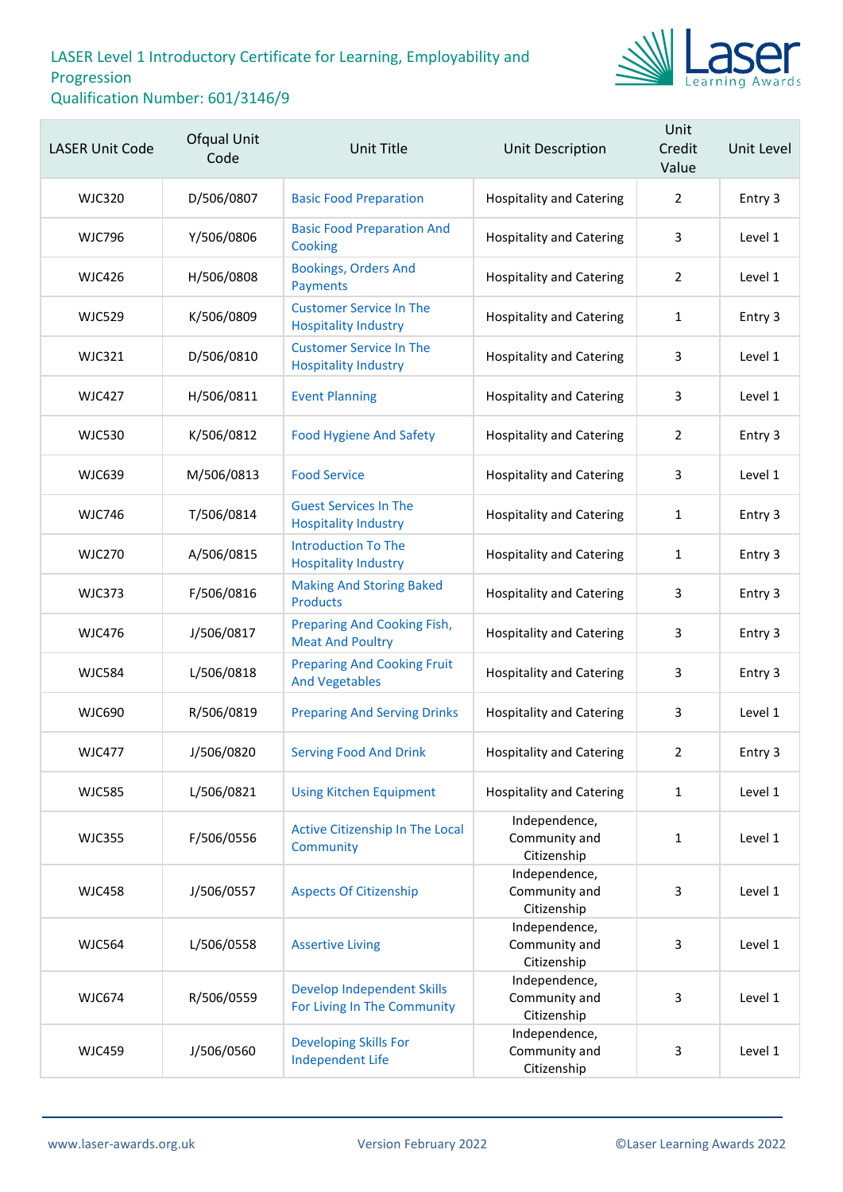LASER Level 1 Introductory Certificate for Learning, Employability and Progression
Qualification Number: 601/3146/9

| LASER Unit Code | Ofqual Unit Code | Unit Title | Unit Description | Unit Credit Value | Unit Level |
|---|---|---|---|---|---|
| WJC320 | D/506/0807 | Basic Food Preparation | Hospitality and Catering | 2 | Entry 3 |
| WJC796 | Y/506/0806 | Basic Food Preparation And Cooking | Hospitality and Catering | 3 | Level 1 |
| WJC426 | H/506/0808 | Bookings, Orders And Payments | Hospitality and Catering | 2 | Level 1 |
| WJC529 | K/506/0809 | Customer Service In The Hospitality Industry | Hospitality and Catering | 1 | Entry 3 |
| WJC321 | D/506/0810 | Customer Service In The Hospitality Industry | Hospitality and Catering | 3 | Level 1 |
| WJC427 | H/506/0811 | Event Planning | Hospitality and Catering | 3 | Level 1 |
| WJC530 | K/506/0812 | Food Hygiene And Safety | Hospitality and Catering | 2 | Entry 3 |
| WJC639 | M/506/0813 | Food Service | Hospitality and Catering | 3 | Level 1 |
| WJC746 | T/506/0814 | Guest Services In The Hospitality Industry | Hospitality and Catering | 1 | Entry 3 |
| WJC270 | A/506/0815 | Introduction To The Hospitality Industry | Hospitality and Catering | 1 | Entry 3 |
| WJC373 | F/506/0816 | Making And Storing Baked Products | Hospitality and Catering | 3 | Entry 3 |
| WJC476 | J/506/0817 | Preparing And Cooking Fish, Meat And Poultry | Hospitality and Catering | 3 | Entry 3 |
| WJC584 | L/506/0818 | Preparing And Cooking Fruit And Vegetables | Hospitality and Catering | 3 | Entry 3 |
| WJC690 | R/506/0819 | Preparing And Serving Drinks | Hospitality and Catering | 3 | Level 1 |
| WJC477 | J/506/0820 | Serving Food And Drink | Hospitality and Catering | 2 | Entry 3 |
| WJC585 | L/506/0821 | Using Kitchen Equipment | Hospitality and Catering | 1 | Level 1 |
| WJC355 | F/506/0556 | Active Citizenship In The Local Community | Independence, Community and Citizenship | 1 | Level 1 |
| WJC458 | J/506/0557 | Aspects Of Citizenship | Independence, Community and Citizenship | 3 | Level 1 |
| WJC564 | L/506/0558 | Assertive Living | Independence, Community and Citizenship | 3 | Level 1 |
| WJC674 | R/506/0559 | Develop Independent Skills For Living In The Community | Independence, Community and Citizenship | 3 | Level 1 |
| WJC459 | J/506/0560 | Developing Skills For Independent Life | Independence, Community and Citizenship | 3 | Level 1 |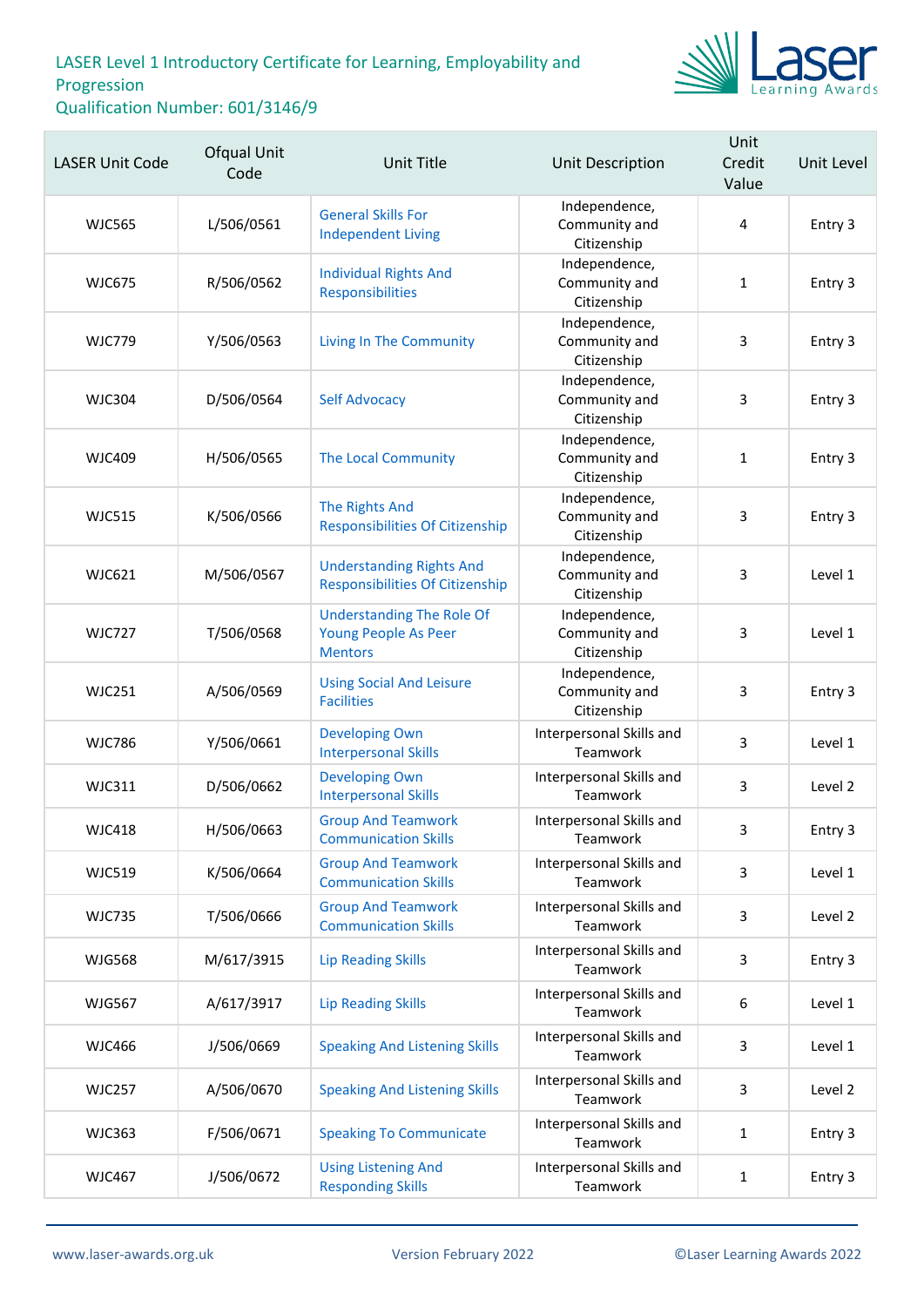# LASER Level 1 Introductory Certificate for Learning, Employability and Progression

Qualification Number: 601/3146/9

| LASER Unit Code | Ofqual Unit Code | Unit Title | Unit Description | Unit Credit Value | Unit Level |
|---|---|---|---|---|---|
| WJC565 | L/506/0561 | General Skills For Independent Living | Independence, Community and Citizenship | 4 | Entry 3 |
| WJC675 | R/506/0562 | Individual Rights And Responsibilities | Independence, Community and Citizenship | 1 | Entry 3 |
| WJC779 | Y/506/0563 | Living In The Community | Independence, Community and Citizenship | 3 | Entry 3 |
| WJC304 | D/506/0564 | Self Advocacy | Independence, Community and Citizenship | 3 | Entry 3 |
| WJC409 | H/506/0565 | The Local Community | Independence, Community and Citizenship | 1 | Entry 3 |
| WJC515 | K/506/0566 | The Rights And Responsibilities Of Citizenship | Independence, Community and Citizenship | 3 | Entry 3 |
| WJC621 | M/506/0567 | Understanding Rights And Responsibilities Of Citizenship | Independence, Community and Citizenship | 3 | Level 1 |
| WJC727 | T/506/0568 | Understanding The Role Of Young People As Peer Mentors | Independence, Community and Citizenship | 3 | Level 1 |
| WJC251 | A/506/0569 | Using Social And Leisure Facilities | Independence, Community and Citizenship | 3 | Entry 3 |
| WJC786 | Y/506/0661 | Developing Own Interpersonal Skills | Interpersonal Skills and Teamwork | 3 | Level 1 |
| WJC311 | D/506/0662 | Developing Own Interpersonal Skills | Interpersonal Skills and Teamwork | 3 | Level 2 |
| WJC418 | H/506/0663 | Group And Teamwork Communication Skills | Interpersonal Skills and Teamwork | 3 | Entry 3 |
| WJC519 | K/506/0664 | Group And Teamwork Communication Skills | Interpersonal Skills and Teamwork | 3 | Level 1 |
| WJC735 | T/506/0666 | Group And Teamwork Communication Skills | Interpersonal Skills and Teamwork | 3 | Level 2 |
| WJG568 | M/617/3915 | Lip Reading Skills | Interpersonal Skills and Teamwork | 3 | Entry 3 |
| WJG567 | A/617/3917 | Lip Reading Skills | Interpersonal Skills and Teamwork | 6 | Level 1 |
| WJC466 | J/506/0669 | Speaking And Listening Skills | Interpersonal Skills and Teamwork | 3 | Level 1 |
| WJC257 | A/506/0670 | Speaking And Listening Skills | Interpersonal Skills and Teamwork | 3 | Level 2 |
| WJC363 | F/506/0671 | Speaking To Communicate | Interpersonal Skills and Teamwork | 1 | Entry 3 |
| WJC467 | J/506/0672 | Using Listening And Responding Skills | Interpersonal Skills and Teamwork | 1 | Entry 3 |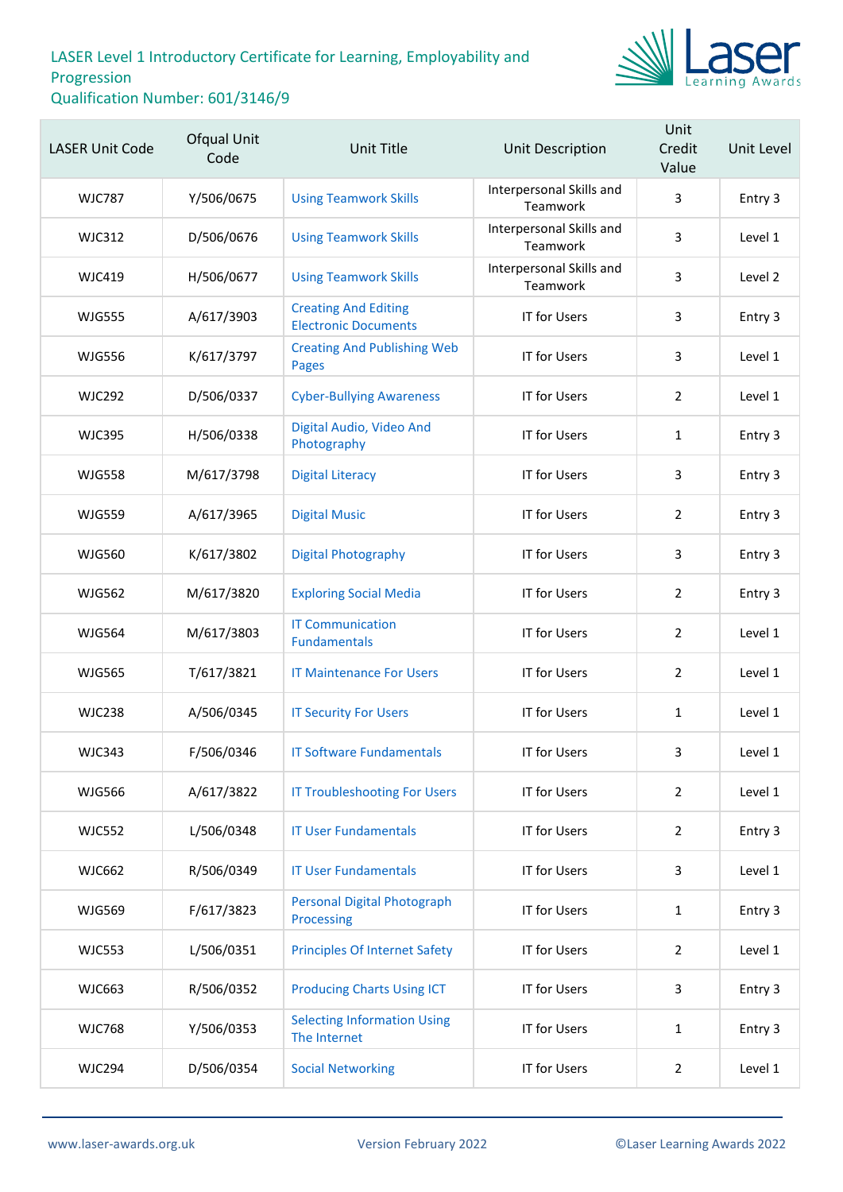LASER Level 1 Introductory Certificate for Learning, Employability and Progression
Qualification Number: 601/3146/9

| LASER Unit Code | Ofqual Unit Code | Unit Title | Unit Description | Unit Credit Value | Unit Level |
|---|---|---|---|---|---|
| WJC787 | Y/506/0675 | Using Teamwork Skills | Interpersonal Skills and Teamwork | 3 | Entry 3 |
| WJC312 | D/506/0676 | Using Teamwork Skills | Interpersonal Skills and Teamwork | 3 | Level 1 |
| WJC419 | H/506/0677 | Using Teamwork Skills | Interpersonal Skills and Teamwork | 3 | Level 2 |
| WJG555 | A/617/3903 | Creating And Editing Electronic Documents | IT for Users | 3 | Entry 3 |
| WJG556 | K/617/3797 | Creating And Publishing Web Pages | IT for Users | 3 | Level 1 |
| WJC292 | D/506/0337 | Cyber-Bullying Awareness | IT for Users | 2 | Level 1 |
| WJC395 | H/506/0338 | Digital Audio, Video And Photography | IT for Users | 1 | Entry 3 |
| WJG558 | M/617/3798 | Digital Literacy | IT for Users | 3 | Entry 3 |
| WJG559 | A/617/3965 | Digital Music | IT for Users | 2 | Entry 3 |
| WJG560 | K/617/3802 | Digital Photography | IT for Users | 3 | Entry 3 |
| WJG562 | M/617/3820 | Exploring Social Media | IT for Users | 2 | Entry 3 |
| WJG564 | M/617/3803 | IT Communication Fundamentals | IT for Users | 2 | Level 1 |
| WJG565 | T/617/3821 | IT Maintenance For Users | IT for Users | 2 | Level 1 |
| WJC238 | A/506/0345 | IT Security For Users | IT for Users | 1 | Level 1 |
| WJC343 | F/506/0346 | IT Software Fundamentals | IT for Users | 3 | Level 1 |
| WJG566 | A/617/3822 | IT Troubleshooting For Users | IT for Users | 2 | Level 1 |
| WJC552 | L/506/0348 | IT User Fundamentals | IT for Users | 2 | Entry 3 |
| WJC662 | R/506/0349 | IT User Fundamentals | IT for Users | 3 | Level 1 |
| WJG569 | F/617/3823 | Personal Digital Photograph Processing | IT for Users | 1 | Entry 3 |
| WJC553 | L/506/0351 | Principles Of Internet Safety | IT for Users | 2 | Level 1 |
| WJC663 | R/506/0352 | Producing Charts Using ICT | IT for Users | 3 | Entry 3 |
| WJC768 | Y/506/0353 | Selecting Information Using The Internet | IT for Users | 1 | Entry 3 |
| WJC294 | D/506/0354 | Social Networking | IT for Users | 2 | Level 1 |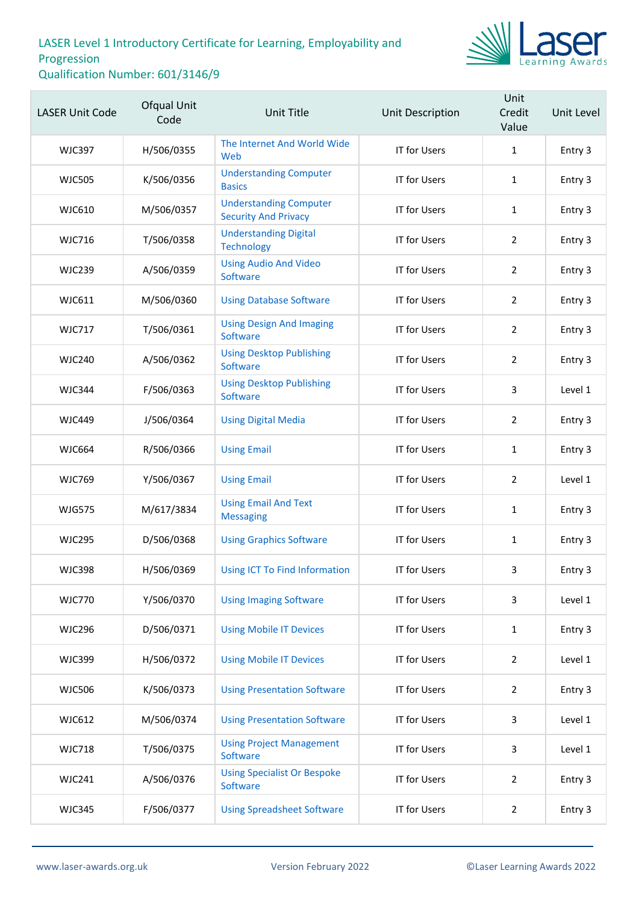# LASER Level 1 Introductory Certificate for Learning, Employability and Progression

Qualification Number: 601/3146/9

| LASER Unit Code | Ofqual Unit Code | Unit Title | Unit Description | Unit Credit Value | Unit Level |
|---|---|---|---|---|---|
| WJC397 | H/506/0355 | The Internet And World Wide Web | IT for Users | 1 | Entry 3 |
| WJC505 | K/506/0356 | Understanding Computer Basics | IT for Users | 1 | Entry 3 |
| WJC610 | M/506/0357 | Understanding Computer Security And Privacy | IT for Users | 1 | Entry 3 |
| WJC716 | T/506/0358 | Understanding Digital Technology | IT for Users | 2 | Entry 3 |
| WJC239 | A/506/0359 | Using Audio And Video Software | IT for Users | 2 | Entry 3 |
| WJC611 | M/506/0360 | Using Database Software | IT for Users | 2 | Entry 3 |
| WJC717 | T/506/0361 | Using Design And Imaging Software | IT for Users | 2 | Entry 3 |
| WJC240 | A/506/0362 | Using Desktop Publishing Software | IT for Users | 2 | Entry 3 |
| WJC344 | F/506/0363 | Using Desktop Publishing Software | IT for Users | 3 | Level 1 |
| WJC449 | J/506/0364 | Using Digital Media | IT for Users | 2 | Entry 3 |
| WJC664 | R/506/0366 | Using Email | IT for Users | 1 | Entry 3 |
| WJC769 | Y/506/0367 | Using Email | IT for Users | 2 | Level 1 |
| WJG575 | M/617/3834 | Using Email And Text Messaging | IT for Users | 1 | Entry 3 |
| WJC295 | D/506/0368 | Using Graphics Software | IT for Users | 1 | Entry 3 |
| WJC398 | H/506/0369 | Using ICT To Find Information | IT for Users | 3 | Entry 3 |
| WJC770 | Y/506/0370 | Using Imaging Software | IT for Users | 3 | Level 1 |
| WJC296 | D/506/0371 | Using Mobile IT Devices | IT for Users | 1 | Entry 3 |
| WJC399 | H/506/0372 | Using Mobile IT Devices | IT for Users | 2 | Level 1 |
| WJC506 | K/506/0373 | Using Presentation Software | IT for Users | 2 | Entry 3 |
| WJC612 | M/506/0374 | Using Presentation Software | IT for Users | 3 | Level 1 |
| WJC718 | T/506/0375 | Using Project Management Software | IT for Users | 3 | Level 1 |
| WJC241 | A/506/0376 | Using Specialist Or Bespoke Software | IT for Users | 2 | Entry 3 |
| WJC345 | F/506/0377 | Using Spreadsheet Software | IT for Users | 2 | Entry 3 |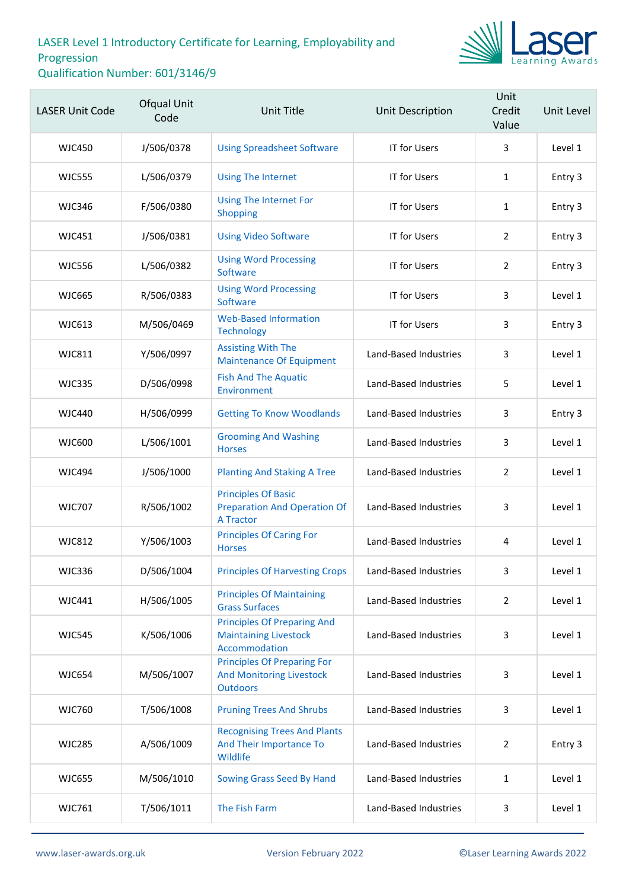LASER Level 1 Introductory Certificate for Learning, Employability and Progression
Qualification Number: 601/3146/9

| LASER Unit Code | Ofqual Unit Code | Unit Title | Unit Description | Unit Credit Value | Unit Level |
|---|---|---|---|---|---|
| WJC450 | J/506/0378 | Using Spreadsheet Software | IT for Users | 3 | Level 1 |
| WJC555 | L/506/0379 | Using The Internet | IT for Users | 1 | Entry 3 |
| WJC346 | F/506/0380 | Using The Internet For Shopping | IT for Users | 1 | Entry 3 |
| WJC451 | J/506/0381 | Using Video Software | IT for Users | 2 | Entry 3 |
| WJC556 | L/506/0382 | Using Word Processing Software | IT for Users | 2 | Entry 3 |
| WJC665 | R/506/0383 | Using Word Processing Software | IT for Users | 3 | Level 1 |
| WJC613 | M/506/0469 | Web-Based Information Technology | IT for Users | 3 | Entry 3 |
| WJC811 | Y/506/0997 | Assisting With The Maintenance Of Equipment | Land-Based Industries | 3 | Level 1 |
| WJC335 | D/506/0998 | Fish And The Aquatic Environment | Land-Based Industries | 5 | Level 1 |
| WJC440 | H/506/0999 | Getting To Know Woodlands | Land-Based Industries | 3 | Entry 3 |
| WJC600 | L/506/1001 | Grooming And Washing Horses | Land-Based Industries | 3 | Level 1 |
| WJC494 | J/506/1000 | Planting And Staking A Tree | Land-Based Industries | 2 | Level 1 |
| WJC707 | R/506/1002 | Principles Of Basic Preparation And Operation Of A Tractor | Land-Based Industries | 3 | Level 1 |
| WJC812 | Y/506/1003 | Principles Of Caring For Horses | Land-Based Industries | 4 | Level 1 |
| WJC336 | D/506/1004 | Principles Of Harvesting Crops | Land-Based Industries | 3 | Level 1 |
| WJC441 | H/506/1005 | Principles Of Maintaining Grass Surfaces | Land-Based Industries | 2 | Level 1 |
| WJC545 | K/506/1006 | Principles Of Preparing And Maintaining Livestock Accommodation | Land-Based Industries | 3 | Level 1 |
| WJC654 | M/506/1007 | Principles Of Preparing For And Monitoring Livestock Outdoors | Land-Based Industries | 3 | Level 1 |
| WJC760 | T/506/1008 | Pruning Trees And Shrubs | Land-Based Industries | 3 | Level 1 |
| WJC285 | A/506/1009 | Recognising Trees And Plants And Their Importance To Wildlife | Land-Based Industries | 2 | Entry 3 |
| WJC655 | M/506/1010 | Sowing Grass Seed By Hand | Land-Based Industries | 1 | Level 1 |
| WJC761 | T/506/1011 | The Fish Farm | Land-Based Industries | 3 | Level 1 |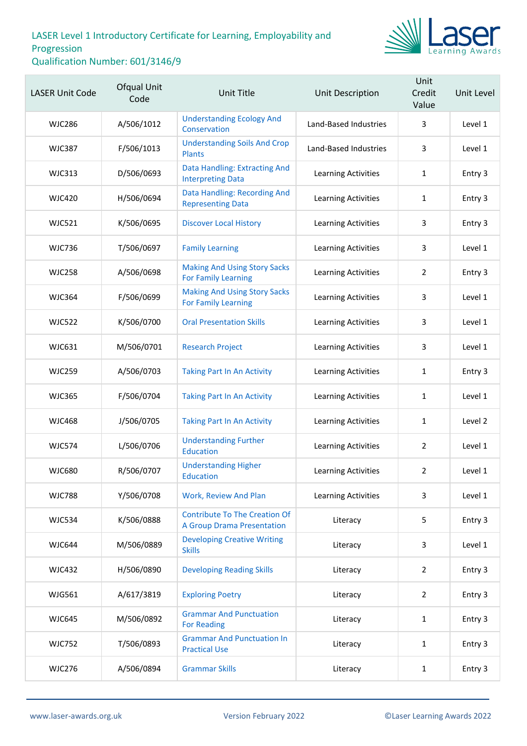LASER Level 1 Introductory Certificate for Learning, Employability and Progression
Qualification Number: 601/3146/9

| LASER Unit Code | Ofqual Unit Code | Unit Title | Unit Description | Unit Credit Value | Unit Level |
|---|---|---|---|---|---|
| WJC286 | A/506/1012 | Understanding Ecology And Conservation | Land-Based Industries | 3 | Level 1 |
| WJC387 | F/506/1013 | Understanding Soils And Crop Plants | Land-Based Industries | 3 | Level 1 |
| WJC313 | D/506/0693 | Data Handling: Extracting And Interpreting Data | Learning Activities | 1 | Entry 3 |
| WJC420 | H/506/0694 | Data Handling: Recording And Representing Data | Learning Activities | 1 | Entry 3 |
| WJC521 | K/506/0695 | Discover Local History | Learning Activities | 3 | Entry 3 |
| WJC736 | T/506/0697 | Family Learning | Learning Activities | 3 | Level 1 |
| WJC258 | A/506/0698 | Making And Using Story Sacks For Family Learning | Learning Activities | 2 | Entry 3 |
| WJC364 | F/506/0699 | Making And Using Story Sacks For Family Learning | Learning Activities | 3 | Level 1 |
| WJC522 | K/506/0700 | Oral Presentation Skills | Learning Activities | 3 | Level 1 |
| WJC631 | M/506/0701 | Research Project | Learning Activities | 3 | Level 1 |
| WJC259 | A/506/0703 | Taking Part In An Activity | Learning Activities | 1 | Entry 3 |
| WJC365 | F/506/0704 | Taking Part In An Activity | Learning Activities | 1 | Level 1 |
| WJC468 | J/506/0705 | Taking Part In An Activity | Learning Activities | 1 | Level 2 |
| WJC574 | L/506/0706 | Understanding Further Education | Learning Activities | 2 | Level 1 |
| WJC680 | R/506/0707 | Understanding Higher Education | Learning Activities | 2 | Level 1 |
| WJC788 | Y/506/0708 | Work, Review And Plan | Learning Activities | 3 | Level 1 |
| WJC534 | K/506/0888 | Contribute To The Creation Of A Group Drama Presentation | Literacy | 5 | Entry 3 |
| WJC644 | M/506/0889 | Developing Creative Writing Skills | Literacy | 3 | Level 1 |
| WJC432 | H/506/0890 | Developing Reading Skills | Literacy | 2 | Entry 3 |
| WJG561 | A/617/3819 | Exploring Poetry | Literacy | 2 | Entry 3 |
| WJC645 | M/506/0892 | Grammar And Punctuation For Reading | Literacy | 1 | Entry 3 |
| WJC752 | T/506/0893 | Grammar And Punctuation In Practical Use | Literacy | 1 | Entry 3 |
| WJC276 | A/506/0894 | Grammar Skills | Literacy | 1 | Entry 3 |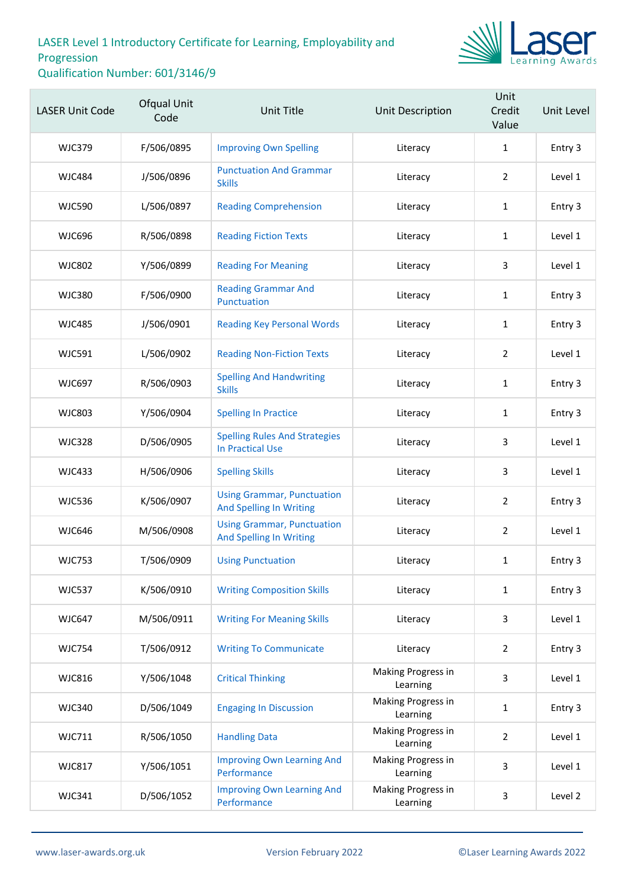LASER Level 1 Introductory Certificate for Learning, Employability and Progression
Qualification Number: 601/3146/9

| LASER Unit Code | Ofqual Unit Code | Unit Title | Unit Description | Unit Credit Value | Unit Level |
|---|---|---|---|---|---|
| WJC379 | F/506/0895 | Improving Own Spelling | Literacy | 1 | Entry 3 |
| WJC484 | J/506/0896 | Punctuation And Grammar Skills | Literacy | 2 | Level 1 |
| WJC590 | L/506/0897 | Reading Comprehension | Literacy | 1 | Entry 3 |
| WJC696 | R/506/0898 | Reading Fiction Texts | Literacy | 1 | Level 1 |
| WJC802 | Y/506/0899 | Reading For Meaning | Literacy | 3 | Level 1 |
| WJC380 | F/506/0900 | Reading Grammar And Punctuation | Literacy | 1 | Entry 3 |
| WJC485 | J/506/0901 | Reading Key Personal Words | Literacy | 1 | Entry 3 |
| WJC591 | L/506/0902 | Reading Non-Fiction Texts | Literacy | 2 | Level 1 |
| WJC697 | R/506/0903 | Spelling And Handwriting Skills | Literacy | 1 | Entry 3 |
| WJC803 | Y/506/0904 | Spelling In Practice | Literacy | 1 | Entry 3 |
| WJC328 | D/506/0905 | Spelling Rules And Strategies In Practical Use | Literacy | 3 | Level 1 |
| WJC433 | H/506/0906 | Spelling Skills | Literacy | 3 | Level 1 |
| WJC536 | K/506/0907 | Using Grammar, Punctuation And Spelling In Writing | Literacy | 2 | Entry 3 |
| WJC646 | M/506/0908 | Using Grammar, Punctuation And Spelling In Writing | Literacy | 2 | Level 1 |
| WJC753 | T/506/0909 | Using Punctuation | Literacy | 1 | Entry 3 |
| WJC537 | K/506/0910 | Writing Composition Skills | Literacy | 1 | Entry 3 |
| WJC647 | M/506/0911 | Writing For Meaning Skills | Literacy | 3 | Level 1 |
| WJC754 | T/506/0912 | Writing To Communicate | Literacy | 2 | Entry 3 |
| WJC816 | Y/506/1048 | Critical Thinking | Making Progress in Learning | 3 | Level 1 |
| WJC340 | D/506/1049 | Engaging In Discussion | Making Progress in Learning | 1 | Entry 3 |
| WJC711 | R/506/1050 | Handling Data | Making Progress in Learning | 2 | Level 1 |
| WJC817 | Y/506/1051 | Improving Own Learning And Performance | Making Progress in Learning | 3 | Level 1 |
| WJC341 | D/506/1052 | Improving Own Learning And Performance | Making Progress in Learning | 3 | Level 2 |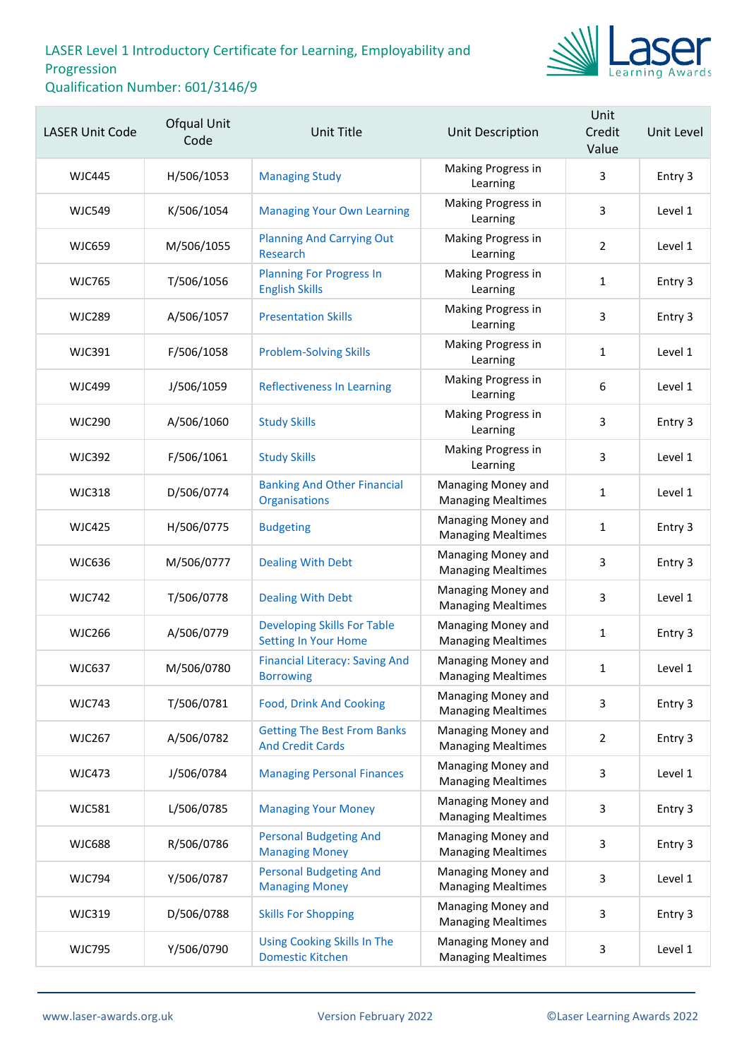LASER Level 1 Introductory Certificate for Learning, Employability and Progression
Qualification Number: 601/3146/9

| LASER Unit Code | Ofqual Unit Code | Unit Title | Unit Description | Unit Credit Value | Unit Level |
|---|---|---|---|---|---|
| WJC445 | H/506/1053 | Managing Study | Making Progress in Learning | 3 | Entry 3 |
| WJC549 | K/506/1054 | Managing Your Own Learning | Making Progress in Learning | 3 | Level 1 |
| WJC659 | M/506/1055 | Planning And Carrying Out Research | Making Progress in Learning | 2 | Level 1 |
| WJC765 | T/506/1056 | Planning For Progress In English Skills | Making Progress in Learning | 1 | Entry 3 |
| WJC289 | A/506/1057 | Presentation Skills | Making Progress in Learning | 3 | Entry 3 |
| WJC391 | F/506/1058 | Problem-Solving Skills | Making Progress in Learning | 1 | Level 1 |
| WJC499 | J/506/1059 | Reflectiveness In Learning | Making Progress in Learning | 6 | Level 1 |
| WJC290 | A/506/1060 | Study Skills | Making Progress in Learning | 3 | Entry 3 |
| WJC392 | F/506/1061 | Study Skills | Making Progress in Learning | 3 | Level 1 |
| WJC318 | D/506/0774 | Banking And Other Financial Organisations | Managing Money and Managing Mealtimes | 1 | Level 1 |
| WJC425 | H/506/0775 | Budgeting | Managing Money and Managing Mealtimes | 1 | Entry 3 |
| WJC636 | M/506/0777 | Dealing With Debt | Managing Money and Managing Mealtimes | 3 | Entry 3 |
| WJC742 | T/506/0778 | Dealing With Debt | Managing Money and Managing Mealtimes | 3 | Level 1 |
| WJC266 | A/506/0779 | Developing Skills For Table Setting In Your Home | Managing Money and Managing Mealtimes | 1 | Entry 3 |
| WJC637 | M/506/0780 | Financial Literacy: Saving And Borrowing | Managing Money and Managing Mealtimes | 1 | Level 1 |
| WJC743 | T/506/0781 | Food, Drink And Cooking | Managing Money and Managing Mealtimes | 3 | Entry 3 |
| WJC267 | A/506/0782 | Getting The Best From Banks And Credit Cards | Managing Money and Managing Mealtimes | 2 | Entry 3 |
| WJC473 | J/506/0784 | Managing Personal Finances | Managing Money and Managing Mealtimes | 3 | Level 1 |
| WJC581 | L/506/0785 | Managing Your Money | Managing Money and Managing Mealtimes | 3 | Entry 3 |
| WJC688 | R/506/0786 | Personal Budgeting And Managing Money | Managing Money and Managing Mealtimes | 3 | Entry 3 |
| WJC794 | Y/506/0787 | Personal Budgeting And Managing Money | Managing Money and Managing Mealtimes | 3 | Level 1 |
| WJC319 | D/506/0788 | Skills For Shopping | Managing Money and Managing Mealtimes | 3 | Entry 3 |
| WJC795 | Y/506/0790 | Using Cooking Skills In The Domestic Kitchen | Managing Money and Managing Mealtimes | 3 | Level 1 |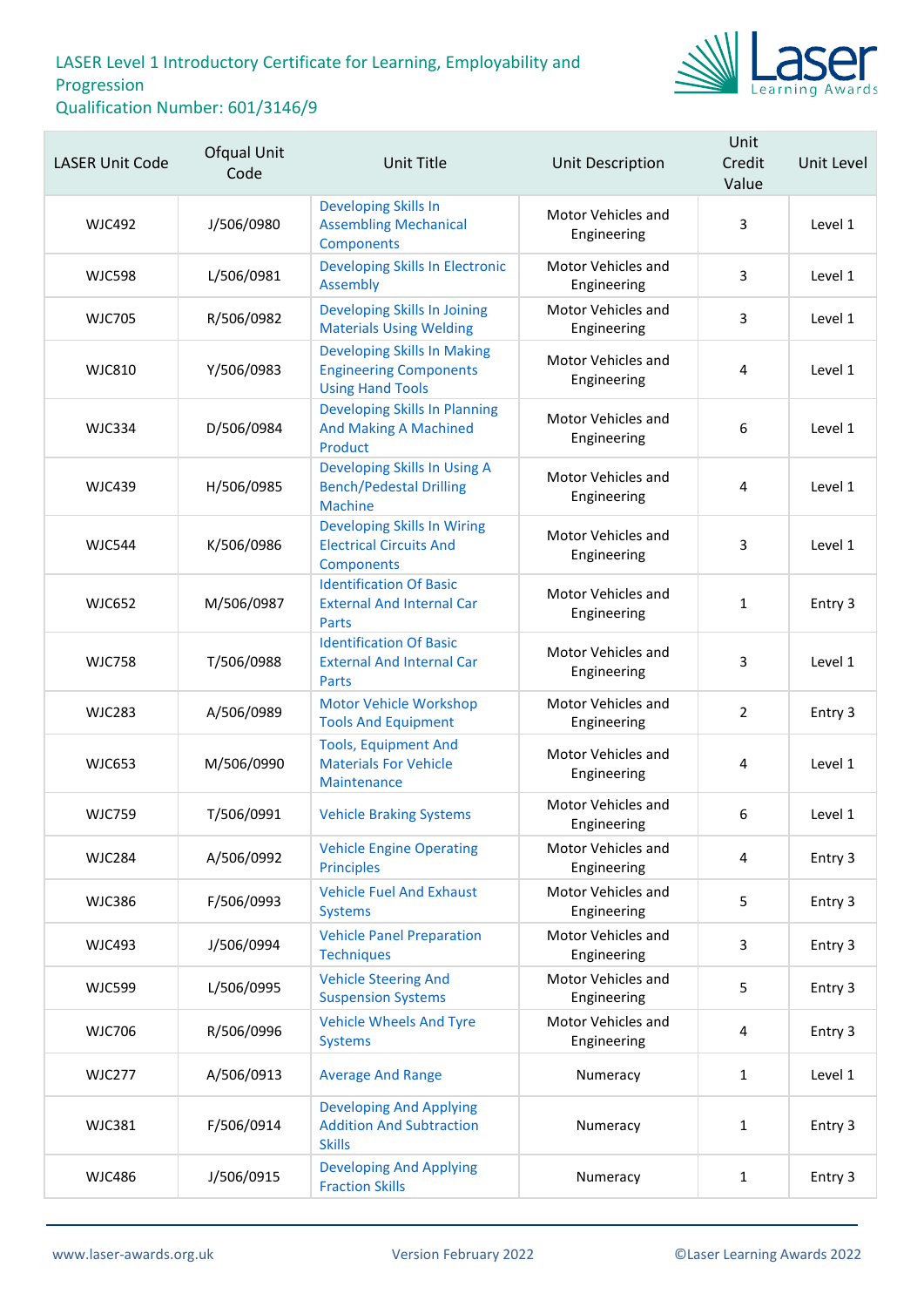# LASER Level 1 Introductory Certificate for Learning, Employability and Progression

Qualification Number: 601/3146/9

| LASER Unit Code | Ofqual Unit Code | Unit Title | Unit Description | Unit Credit Value | Unit Level |
|---|---|---|---|---|---|
| WJC492 | J/506/0980 | Developing Skills In Assembling Mechanical Components | Motor Vehicles and Engineering | 3 | Level 1 |
| WJC598 | L/506/0981 | Developing Skills In Electronic Assembly | Motor Vehicles and Engineering | 3 | Level 1 |
| WJC705 | R/506/0982 | Developing Skills In Joining Materials Using Welding | Motor Vehicles and Engineering | 3 | Level 1 |
| WJC810 | Y/506/0983 | Developing Skills In Making Engineering Components Using Hand Tools | Motor Vehicles and Engineering | 4 | Level 1 |
| WJC334 | D/506/0984 | Developing Skills In Planning And Making A Machined Product | Motor Vehicles and Engineering | 6 | Level 1 |
| WJC439 | H/506/0985 | Developing Skills In Using A Bench/Pedestal Drilling Machine | Motor Vehicles and Engineering | 4 | Level 1 |
| WJC544 | K/506/0986 | Developing Skills In Wiring Electrical Circuits And Components | Motor Vehicles and Engineering | 3 | Level 1 |
| WJC652 | M/506/0987 | Identification Of Basic External And Internal Car Parts | Motor Vehicles and Engineering | 1 | Entry 3 |
| WJC758 | T/506/0988 | Identification Of Basic External And Internal Car Parts | Motor Vehicles and Engineering | 3 | Level 1 |
| WJC283 | A/506/0989 | Motor Vehicle Workshop Tools And Equipment | Motor Vehicles and Engineering | 2 | Entry 3 |
| WJC653 | M/506/0990 | Tools, Equipment And Materials For Vehicle Maintenance | Motor Vehicles and Engineering | 4 | Level 1 |
| WJC759 | T/506/0991 | Vehicle Braking Systems | Motor Vehicles and Engineering | 6 | Level 1 |
| WJC284 | A/506/0992 | Vehicle Engine Operating Principles | Motor Vehicles and Engineering | 4 | Entry 3 |
| WJC386 | F/506/0993 | Vehicle Fuel And Exhaust Systems | Motor Vehicles and Engineering | 5 | Entry 3 |
| WJC493 | J/506/0994 | Vehicle Panel Preparation Techniques | Motor Vehicles and Engineering | 3 | Entry 3 |
| WJC599 | L/506/0995 | Vehicle Steering And Suspension Systems | Motor Vehicles and Engineering | 5 | Entry 3 |
| WJC706 | R/506/0996 | Vehicle Wheels And Tyre Systems | Motor Vehicles and Engineering | 4 | Entry 3 |
| WJC277 | A/506/0913 | Average And Range | Numeracy | 1 | Level 1 |
| WJC381 | F/506/0914 | Developing And Applying Addition And Subtraction Skills | Numeracy | 1 | Entry 3 |
| WJC486 | J/506/0915 | Developing And Applying Fraction Skills | Numeracy | 1 | Entry 3 |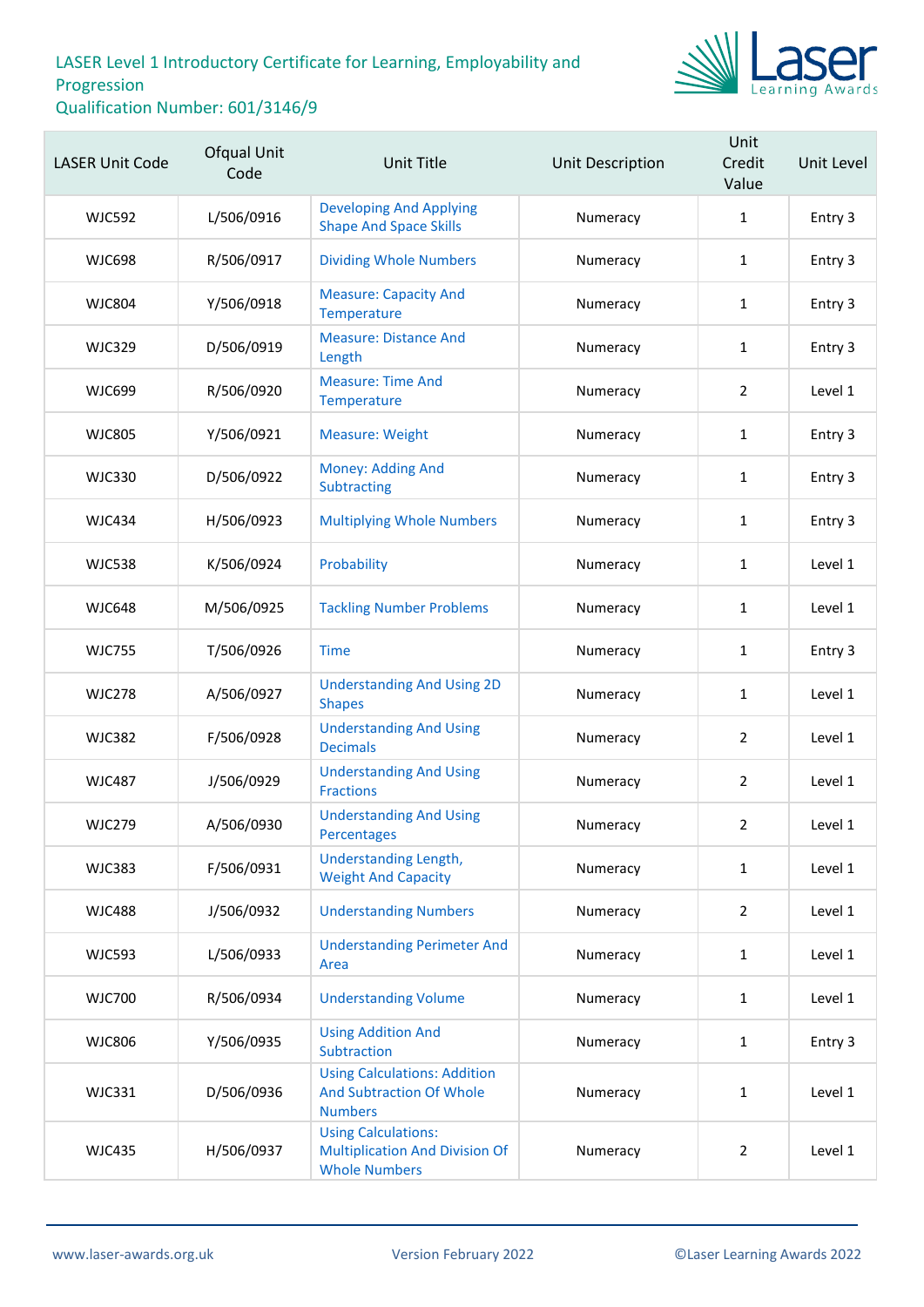LASER Level 1 Introductory Certificate for Learning, Employability and Progression
Qualification Number: 601/3146/9

| LASER Unit Code | Ofqual Unit Code | Unit Title | Unit Description | Unit Credit Value | Unit Level |
|---|---|---|---|---|---|
| WJC592 | L/506/0916 | Developing And Applying Shape And Space Skills | Numeracy | 1 | Entry 3 |
| WJC698 | R/506/0917 | Dividing Whole Numbers | Numeracy | 1 | Entry 3 |
| WJC804 | Y/506/0918 | Measure: Capacity And Temperature | Numeracy | 1 | Entry 3 |
| WJC329 | D/506/0919 | Measure: Distance And Length | Numeracy | 1 | Entry 3 |
| WJC699 | R/506/0920 | Measure: Time And Temperature | Numeracy | 2 | Level 1 |
| WJC805 | Y/506/0921 | Measure: Weight | Numeracy | 1 | Entry 3 |
| WJC330 | D/506/0922 | Money: Adding And Subtracting | Numeracy | 1 | Entry 3 |
| WJC434 | H/506/0923 | Multiplying Whole Numbers | Numeracy | 1 | Entry 3 |
| WJC538 | K/506/0924 | Probability | Numeracy | 1 | Level 1 |
| WJC648 | M/506/0925 | Tackling Number Problems | Numeracy | 1 | Level 1 |
| WJC755 | T/506/0926 | Time | Numeracy | 1 | Entry 3 |
| WJC278 | A/506/0927 | Understanding And Using 2D Shapes | Numeracy | 1 | Level 1 |
| WJC382 | F/506/0928 | Understanding And Using Decimals | Numeracy | 2 | Level 1 |
| WJC487 | J/506/0929 | Understanding And Using Fractions | Numeracy | 2 | Level 1 |
| WJC279 | A/506/0930 | Understanding And Using Percentages | Numeracy | 2 | Level 1 |
| WJC383 | F/506/0931 | Understanding Length, Weight And Capacity | Numeracy | 1 | Level 1 |
| WJC488 | J/506/0932 | Understanding Numbers | Numeracy | 2 | Level 1 |
| WJC593 | L/506/0933 | Understanding Perimeter And Area | Numeracy | 1 | Level 1 |
| WJC700 | R/506/0934 | Understanding Volume | Numeracy | 1 | Level 1 |
| WJC806 | Y/506/0935 | Using Addition And Subtraction | Numeracy | 1 | Entry 3 |
| WJC331 | D/506/0936 | Using Calculations: Addition And Subtraction Of Whole Numbers | Numeracy | 1 | Level 1 |
| WJC435 | H/506/0937 | Using Calculations: Multiplication And Division Of Whole Numbers | Numeracy | 2 | Level 1 |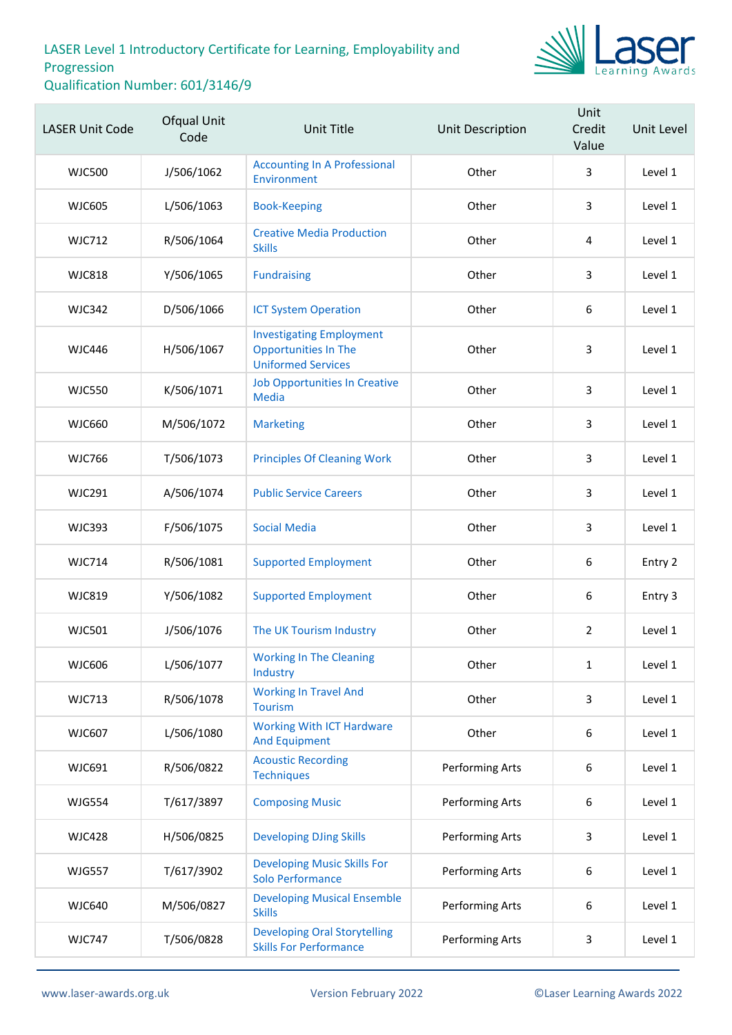LASER Level 1 Introductory Certificate for Learning, Employability and Progression
Qualification Number: 601/3146/9

| LASER Unit Code | Ofqual Unit Code | Unit Title | Unit Description | Unit Credit Value | Unit Level |
|---|---|---|---|---|---|
| WJC500 | J/506/1062 | Accounting In A Professional Environment | Other | 3 | Level 1 |
| WJC605 | L/506/1063 | Book-Keeping | Other | 3 | Level 1 |
| WJC712 | R/506/1064 | Creative Media Production Skills | Other | 4 | Level 1 |
| WJC818 | Y/506/1065 | Fundraising | Other | 3 | Level 1 |
| WJC342 | D/506/1066 | ICT System Operation | Other | 6 | Level 1 |
| WJC446 | H/506/1067 | Investigating Employment Opportunities In The Uniformed Services | Other | 3 | Level 1 |
| WJC550 | K/506/1071 | Job Opportunities In Creative Media | Other | 3 | Level 1 |
| WJC660 | M/506/1072 | Marketing | Other | 3 | Level 1 |
| WJC766 | T/506/1073 | Principles Of Cleaning Work | Other | 3 | Level 1 |
| WJC291 | A/506/1074 | Public Service Careers | Other | 3 | Level 1 |
| WJC393 | F/506/1075 | Social Media | Other | 3 | Level 1 |
| WJC714 | R/506/1081 | Supported Employment | Other | 6 | Entry 2 |
| WJC819 | Y/506/1082 | Supported Employment | Other | 6 | Entry 3 |
| WJC501 | J/506/1076 | The UK Tourism Industry | Other | 2 | Level 1 |
| WJC606 | L/506/1077 | Working In The Cleaning Industry | Other | 1 | Level 1 |
| WJC713 | R/506/1078 | Working In Travel And Tourism | Other | 3 | Level 1 |
| WJC607 | L/506/1080 | Working With ICT Hardware And Equipment | Other | 6 | Level 1 |
| WJC691 | R/506/0822 | Acoustic Recording Techniques | Performing Arts | 6 | Level 1 |
| WJG554 | T/617/3897 | Composing Music | Performing Arts | 6 | Level 1 |
| WJC428 | H/506/0825 | Developing DJing Skills | Performing Arts | 3 | Level 1 |
| WJG557 | T/617/3902 | Developing Music Skills For Solo Performance | Performing Arts | 6 | Level 1 |
| WJC640 | M/506/0827 | Developing Musical Ensemble Skills | Performing Arts | 6 | Level 1 |
| WJC747 | T/506/0828 | Developing Oral Storytelling Skills For Performance | Performing Arts | 3 | Level 1 |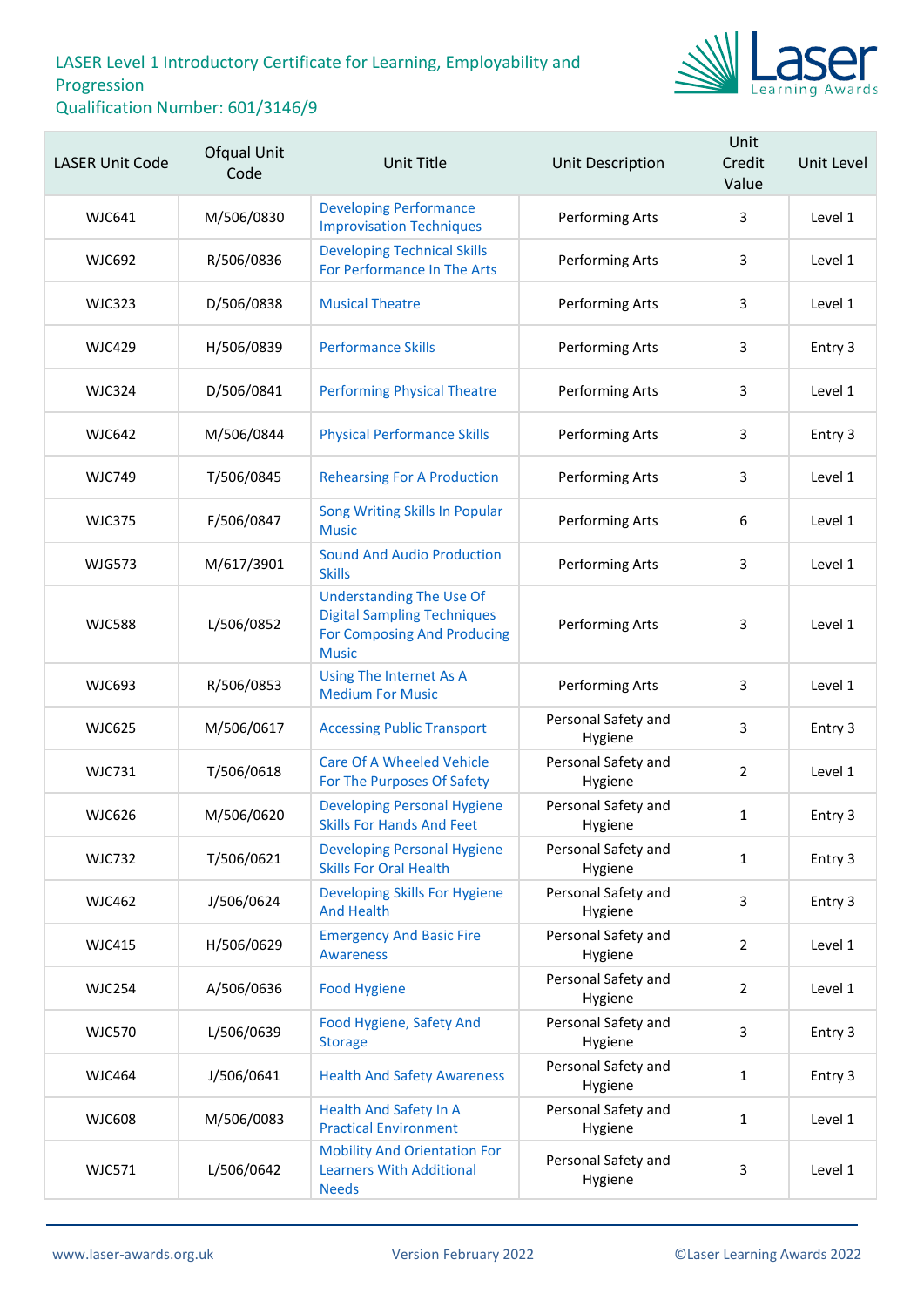# LASER Level 1 Introductory Certificate for Learning, Employability and Progression

## Qualification Number: 601/3146/9

| LASER Unit Code | Ofqual Unit Code | Unit Title | Unit Description | Unit Credit Value | Unit Level |
|---|---|---|---|---|---|
| WJC641 | M/506/0830 | Developing Performance Improvisation Techniques | Performing Arts | 3 | Level 1 |
| WJC692 | R/506/0836 | Developing Technical Skills For Performance In The Arts | Performing Arts | 3 | Level 1 |
| WJC323 | D/506/0838 | Musical Theatre | Performing Arts | 3 | Level 1 |
| WJC429 | H/506/0839 | Performance Skills | Performing Arts | 3 | Entry 3 |
| WJC324 | D/506/0841 | Performing Physical Theatre | Performing Arts | 3 | Level 1 |
| WJC642 | M/506/0844 | Physical Performance Skills | Performing Arts | 3 | Entry 3 |
| WJC749 | T/506/0845 | Rehearsing For A Production | Performing Arts | 3 | Level 1 |
| WJC375 | F/506/0847 | Song Writing Skills In Popular Music | Performing Arts | 6 | Level 1 |
| WJG573 | M/617/3901 | Sound And Audio Production Skills | Performing Arts | 3 | Level 1 |
| WJC588 | L/506/0852 | Understanding The Use Of Digital Sampling Techniques For Composing And Producing Music | Performing Arts | 3 | Level 1 |
| WJC693 | R/506/0853 | Using The Internet As A Medium For Music | Performing Arts | 3 | Level 1 |
| WJC625 | M/506/0617 | Accessing Public Transport | Personal Safety and Hygiene | 3 | Entry 3 |
| WJC731 | T/506/0618 | Care Of A Wheeled Vehicle For The Purposes Of Safety | Personal Safety and Hygiene | 2 | Level 1 |
| WJC626 | M/506/0620 | Developing Personal Hygiene Skills For Hands And Feet | Personal Safety and Hygiene | 1 | Entry 3 |
| WJC732 | T/506/0621 | Developing Personal Hygiene Skills For Oral Health | Personal Safety and Hygiene | 1 | Entry 3 |
| WJC462 | J/506/0624 | Developing Skills For Hygiene And Health | Personal Safety and Hygiene | 3 | Entry 3 |
| WJC415 | H/506/0629 | Emergency And Basic Fire Awareness | Personal Safety and Hygiene | 2 | Level 1 |
| WJC254 | A/506/0636 | Food Hygiene | Personal Safety and Hygiene | 2 | Level 1 |
| WJC570 | L/506/0639 | Food Hygiene, Safety And Storage | Personal Safety and Hygiene | 3 | Entry 3 |
| WJC464 | J/506/0641 | Health And Safety Awareness | Personal Safety and Hygiene | 1 | Entry 3 |
| WJC608 | M/506/0083 | Health And Safety In A Practical Environment | Personal Safety and Hygiene | 1 | Level 1 |
| WJC571 | L/506/0642 | Mobility And Orientation For Learners With Additional Needs | Personal Safety and Hygiene | 3 | Level 1 |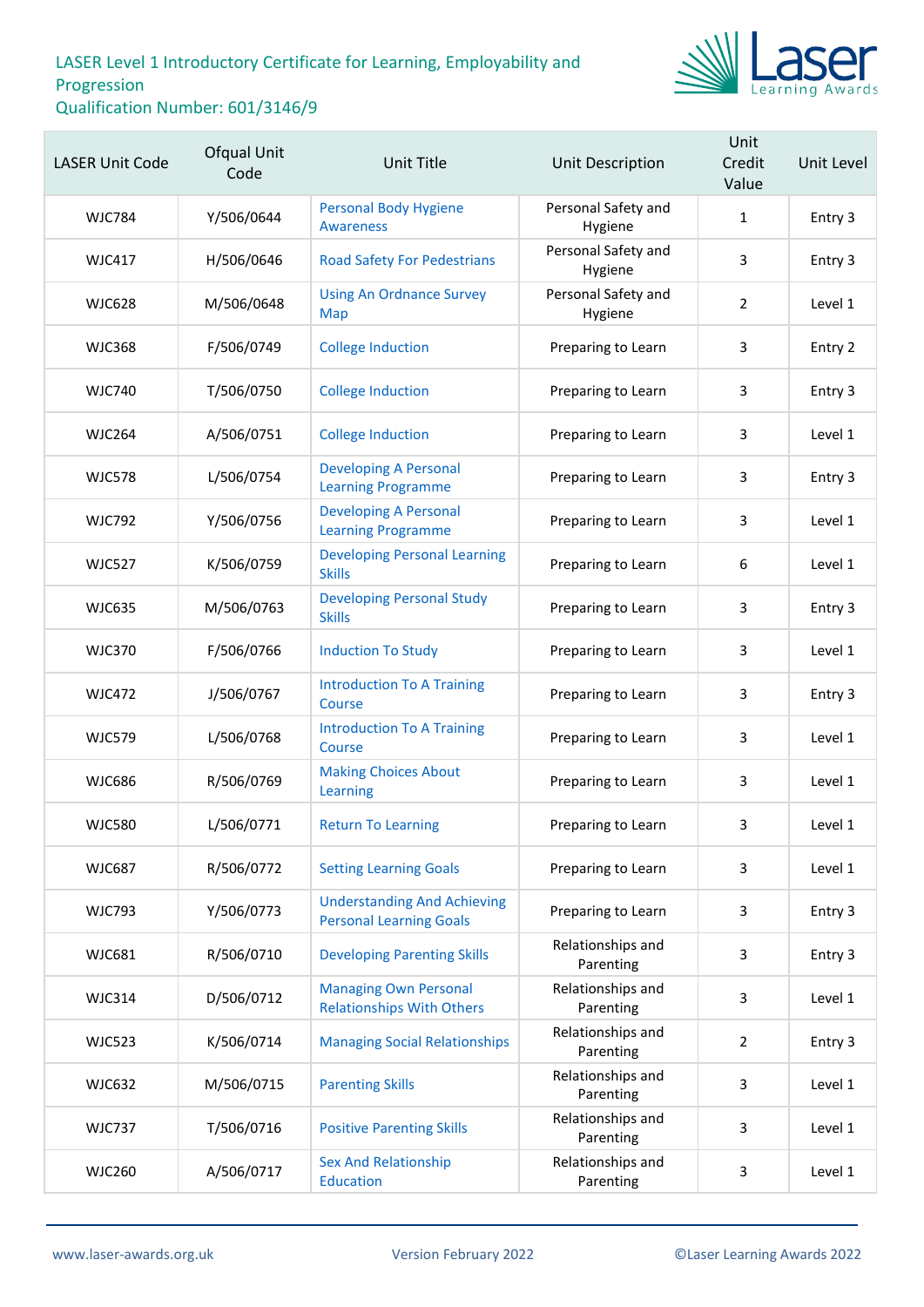LASER Level 1 Introductory Certificate for Learning, Employability and Progression
Qualification Number: 601/3146/9

| LASER Unit Code | Ofqual Unit Code | Unit Title | Unit Description | Unit Credit Value | Unit Level |
|---|---|---|---|---|---|
| WJC784 | Y/506/0644 | Personal Body Hygiene Awareness | Personal Safety and Hygiene | 1 | Entry 3 |
| WJC417 | H/506/0646 | Road Safety For Pedestrians | Personal Safety and Hygiene | 3 | Entry 3 |
| WJC628 | M/506/0648 | Using An Ordnance Survey Map | Personal Safety and Hygiene | 2 | Level 1 |
| WJC368 | F/506/0749 | College Induction | Preparing to Learn | 3 | Entry 2 |
| WJC740 | T/506/0750 | College Induction | Preparing to Learn | 3 | Entry 3 |
| WJC264 | A/506/0751 | College Induction | Preparing to Learn | 3 | Level 1 |
| WJC578 | L/506/0754 | Developing A Personal Learning Programme | Preparing to Learn | 3 | Entry 3 |
| WJC792 | Y/506/0756 | Developing A Personal Learning Programme | Preparing to Learn | 3 | Level 1 |
| WJC527 | K/506/0759 | Developing Personal Learning Skills | Preparing to Learn | 6 | Level 1 |
| WJC635 | M/506/0763 | Developing Personal Study Skills | Preparing to Learn | 3 | Entry 3 |
| WJC370 | F/506/0766 | Induction To Study | Preparing to Learn | 3 | Level 1 |
| WJC472 | J/506/0767 | Introduction To A Training Course | Preparing to Learn | 3 | Entry 3 |
| WJC579 | L/506/0768 | Introduction To A Training Course | Preparing to Learn | 3 | Level 1 |
| WJC686 | R/506/0769 | Making Choices About Learning | Preparing to Learn | 3 | Level 1 |
| WJC580 | L/506/0771 | Return To Learning | Preparing to Learn | 3 | Level 1 |
| WJC687 | R/506/0772 | Setting Learning Goals | Preparing to Learn | 3 | Level 1 |
| WJC793 | Y/506/0773 | Understanding And Achieving Personal Learning Goals | Preparing to Learn | 3 | Entry 3 |
| WJC681 | R/506/0710 | Developing Parenting Skills | Relationships and Parenting | 3 | Entry 3 |
| WJC314 | D/506/0712 | Managing Own Personal Relationships With Others | Relationships and Parenting | 3 | Level 1 |
| WJC523 | K/506/0714 | Managing Social Relationships | Relationships and Parenting | 2 | Entry 3 |
| WJC632 | M/506/0715 | Parenting Skills | Relationships and Parenting | 3 | Level 1 |
| WJC737 | T/506/0716 | Positive Parenting Skills | Relationships and Parenting | 3 | Level 1 |
| WJC260 | A/506/0717 | Sex And Relationship Education | Relationships and Parenting | 3 | Level 1 |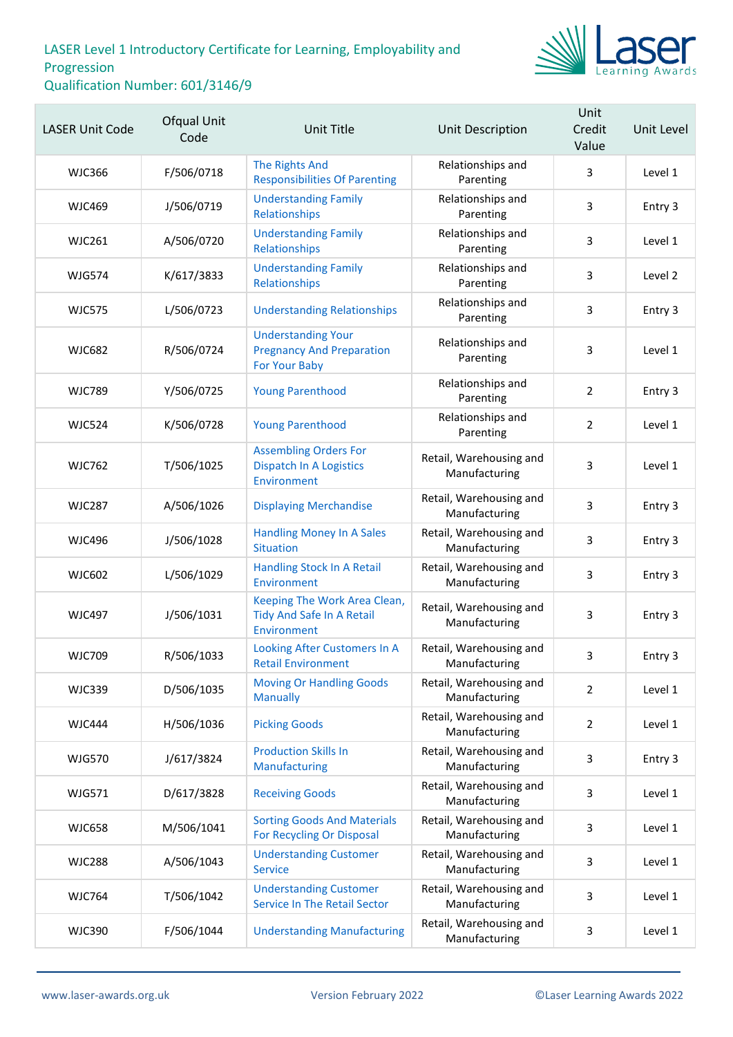LASER Level 1 Introductory Certificate for Learning, Employability and Progression
Qualification Number: 601/3146/9

| LASER Unit Code | Ofqual Unit Code | Unit Title | Unit Description | Unit Credit Value | Unit Level |
|---|---|---|---|---|---|
| WJC366 | F/506/0718 | The Rights And Responsibilities Of Parenting | Relationships and Parenting | 3 | Level 1 |
| WJC469 | J/506/0719 | Understanding Family Relationships | Relationships and Parenting | 3 | Entry 3 |
| WJC261 | A/506/0720 | Understanding Family Relationships | Relationships and Parenting | 3 | Level 1 |
| WJG574 | K/617/3833 | Understanding Family Relationships | Relationships and Parenting | 3 | Level 2 |
| WJC575 | L/506/0723 | Understanding Relationships | Relationships and Parenting | 3 | Entry 3 |
| WJC682 | R/506/0724 | Understanding Your Pregnancy And Preparation For Your Baby | Relationships and Parenting | 3 | Level 1 |
| WJC789 | Y/506/0725 | Young Parenthood | Relationships and Parenting | 2 | Entry 3 |
| WJC524 | K/506/0728 | Young Parenthood | Relationships and Parenting | 2 | Level 1 |
| WJC762 | T/506/1025 | Assembling Orders For Dispatch In A Logistics Environment | Retail, Warehousing and Manufacturing | 3 | Level 1 |
| WJC287 | A/506/1026 | Displaying Merchandise | Retail, Warehousing and Manufacturing | 3 | Entry 3 |
| WJC496 | J/506/1028 | Handling Money In A Sales Situation | Retail, Warehousing and Manufacturing | 3 | Entry 3 |
| WJC602 | L/506/1029 | Handling Stock In A Retail Environment | Retail, Warehousing and Manufacturing | 3 | Entry 3 |
| WJC497 | J/506/1031 | Keeping The Work Area Clean, Tidy And Safe In A Retail Environment | Retail, Warehousing and Manufacturing | 3 | Entry 3 |
| WJC709 | R/506/1033 | Looking After Customers In A Retail Environment | Retail, Warehousing and Manufacturing | 3 | Entry 3 |
| WJC339 | D/506/1035 | Moving Or Handling Goods Manually | Retail, Warehousing and Manufacturing | 2 | Level 1 |
| WJC444 | H/506/1036 | Picking Goods | Retail, Warehousing and Manufacturing | 2 | Level 1 |
| WJG570 | J/617/3824 | Production Skills In Manufacturing | Retail, Warehousing and Manufacturing | 3 | Entry 3 |
| WJG571 | D/617/3828 | Receiving Goods | Retail, Warehousing and Manufacturing | 3 | Level 1 |
| WJC658 | M/506/1041 | Sorting Goods And Materials For Recycling Or Disposal | Retail, Warehousing and Manufacturing | 3 | Level 1 |
| WJC288 | A/506/1043 | Understanding Customer Service | Retail, Warehousing and Manufacturing | 3 | Level 1 |
| WJC764 | T/506/1042 | Understanding Customer Service In The Retail Sector | Retail, Warehousing and Manufacturing | 3 | Level 1 |
| WJC390 | F/506/1044 | Understanding Manufacturing | Retail, Warehousing and Manufacturing | 3 | Level 1 |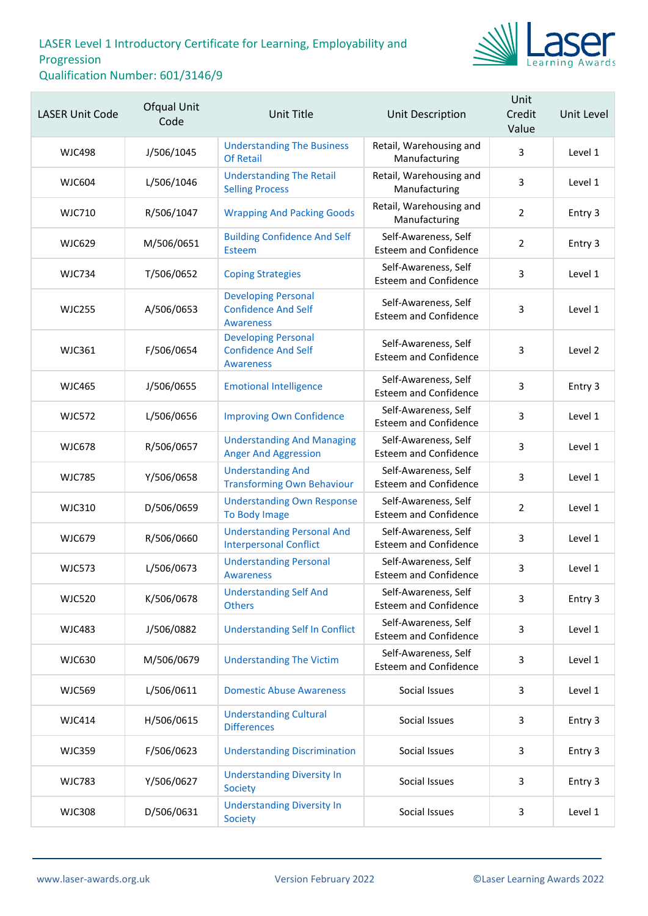LASER Level 1 Introductory Certificate for Learning, Employability and Progression
Qualification Number: 601/3146/9

| LASER Unit Code | Ofqual Unit Code | Unit Title | Unit Description | Unit Credit Value | Unit Level |
|---|---|---|---|---|---|
| WJC498 | J/506/1045 | Understanding The Business Of Retail | Retail, Warehousing and Manufacturing | 3 | Level 1 |
| WJC604 | L/506/1046 | Understanding The Retail Selling Process | Retail, Warehousing and Manufacturing | 3 | Level 1 |
| WJC710 | R/506/1047 | Wrapping And Packing Goods | Retail, Warehousing and Manufacturing | 2 | Entry 3 |
| WJC629 | M/506/0651 | Building Confidence And Self Esteem | Self-Awareness, Self Esteem and Confidence | 2 | Entry 3 |
| WJC734 | T/506/0652 | Coping Strategies | Self-Awareness, Self Esteem and Confidence | 3 | Level 1 |
| WJC255 | A/506/0653 | Developing Personal Confidence And Self Awareness | Self-Awareness, Self Esteem and Confidence | 3 | Level 1 |
| WJC361 | F/506/0654 | Developing Personal Confidence And Self Awareness | Self-Awareness, Self Esteem and Confidence | 3 | Level 2 |
| WJC465 | J/506/0655 | Emotional Intelligence | Self-Awareness, Self Esteem and Confidence | 3 | Entry 3 |
| WJC572 | L/506/0656 | Improving Own Confidence | Self-Awareness, Self Esteem and Confidence | 3 | Level 1 |
| WJC678 | R/506/0657 | Understanding And Managing Anger And Aggression | Self-Awareness, Self Esteem and Confidence | 3 | Level 1 |
| WJC785 | Y/506/0658 | Understanding And Transforming Own Behaviour | Self-Awareness, Self Esteem and Confidence | 3 | Level 1 |
| WJC310 | D/506/0659 | Understanding Own Response To Body Image | Self-Awareness, Self Esteem and Confidence | 2 | Level 1 |
| WJC679 | R/506/0660 | Understanding Personal And Interpersonal Conflict | Self-Awareness, Self Esteem and Confidence | 3 | Level 1 |
| WJC573 | L/506/0673 | Understanding Personal Awareness | Self-Awareness, Self Esteem and Confidence | 3 | Level 1 |
| WJC520 | K/506/0678 | Understanding Self And Others | Self-Awareness, Self Esteem and Confidence | 3 | Entry 3 |
| WJC483 | J/506/0882 | Understanding Self In Conflict | Self-Awareness, Self Esteem and Confidence | 3 | Level 1 |
| WJC630 | M/506/0679 | Understanding The Victim | Self-Awareness, Self Esteem and Confidence | 3 | Level 1 |
| WJC569 | L/506/0611 | Domestic Abuse Awareness | Social Issues | 3 | Level 1 |
| WJC414 | H/506/0615 | Understanding Cultural Differences | Social Issues | 3 | Entry 3 |
| WJC359 | F/506/0623 | Understanding Discrimination | Social Issues | 3 | Entry 3 |
| WJC783 | Y/506/0627 | Understanding Diversity In Society | Social Issues | 3 | Entry 3 |
| WJC308 | D/506/0631 | Understanding Diversity In Society | Social Issues | 3 | Level 1 |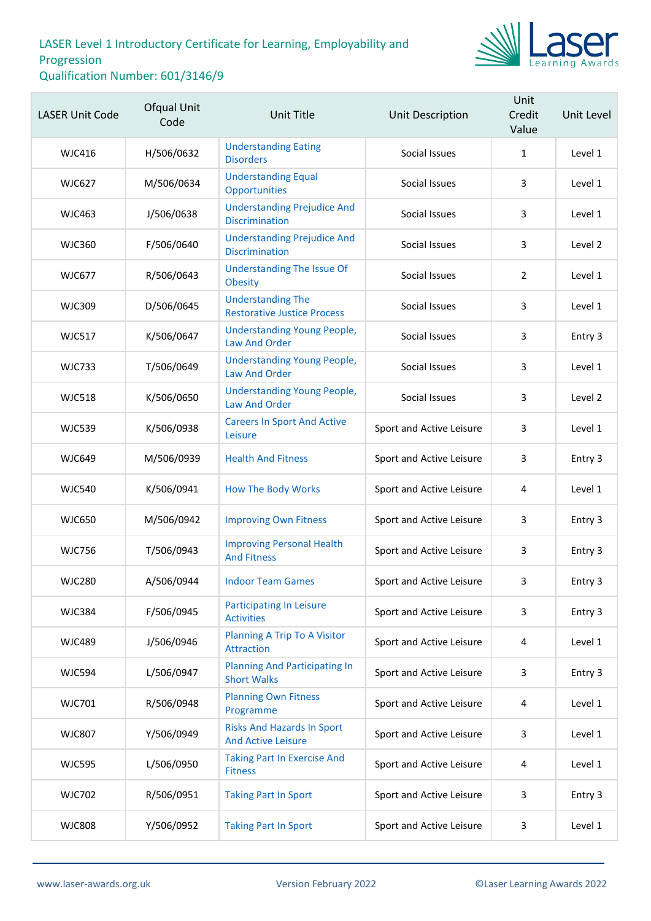# LASER Level 1 Introductory Certificate for Learning, Employability and Progression
## Qualification Number: 601/3146/9

| LASER Unit Code | Ofqual Unit Code | Unit Title | Unit Description | Unit Credit Value | Unit Level |
|---|---|---|---|---|---|
| WJC416 | H/506/0632 | Understanding Eating Disorders | Social Issues | 1 | Level 1 |
| WJC627 | M/506/0634 | Understanding Equal Opportunities | Social Issues | 3 | Level 1 |
| WJC463 | J/506/0638 | Understanding Prejudice And Discrimination | Social Issues | 3 | Level 1 |
| WJC360 | F/506/0640 | Understanding Prejudice And Discrimination | Social Issues | 3 | Level 2 |
| WJC677 | R/506/0643 | Understanding The Issue Of Obesity | Social Issues | 2 | Level 1 |
| WJC309 | D/506/0645 | Understanding The Restorative Justice Process | Social Issues | 3 | Level 1 |
| WJC517 | K/506/0647 | Understanding Young People, Law And Order | Social Issues | 3 | Entry 3 |
| WJC733 | T/506/0649 | Understanding Young People, Law And Order | Social Issues | 3 | Level 1 |
| WJC518 | K/506/0650 | Understanding Young People, Law And Order | Social Issues | 3 | Level 2 |
| WJC539 | K/506/0938 | Careers In Sport And Active Leisure | Sport and Active Leisure | 3 | Level 1 |
| WJC649 | M/506/0939 | Health And Fitness | Sport and Active Leisure | 3 | Entry 3 |
| WJC540 | K/506/0941 | How The Body Works | Sport and Active Leisure | 4 | Level 1 |
| WJC650 | M/506/0942 | Improving Own Fitness | Sport and Active Leisure | 3 | Entry 3 |
| WJC756 | T/506/0943 | Improving Personal Health And Fitness | Sport and Active Leisure | 3 | Entry 3 |
| WJC280 | A/506/0944 | Indoor Team Games | Sport and Active Leisure | 3 | Entry 3 |
| WJC384 | F/506/0945 | Participating In Leisure Activities | Sport and Active Leisure | 3 | Entry 3 |
| WJC489 | J/506/0946 | Planning A Trip To A Visitor Attraction | Sport and Active Leisure | 4 | Level 1 |
| WJC594 | L/506/0947 | Planning And Participating In Short Walks | Sport and Active Leisure | 3 | Entry 3 |
| WJC701 | R/506/0948 | Planning Own Fitness Programme | Sport and Active Leisure | 4 | Level 1 |
| WJC807 | Y/506/0949 | Risks And Hazards In Sport And Active Leisure | Sport and Active Leisure | 3 | Level 1 |
| WJC595 | L/506/0950 | Taking Part In Exercise And Fitness | Sport and Active Leisure | 4 | Level 1 |
| WJC702 | R/506/0951 | Taking Part In Sport | Sport and Active Leisure | 3 | Entry 3 |
| WJC808 | Y/506/0952 | Taking Part In Sport | Sport and Active Leisure | 3 | Level 1 |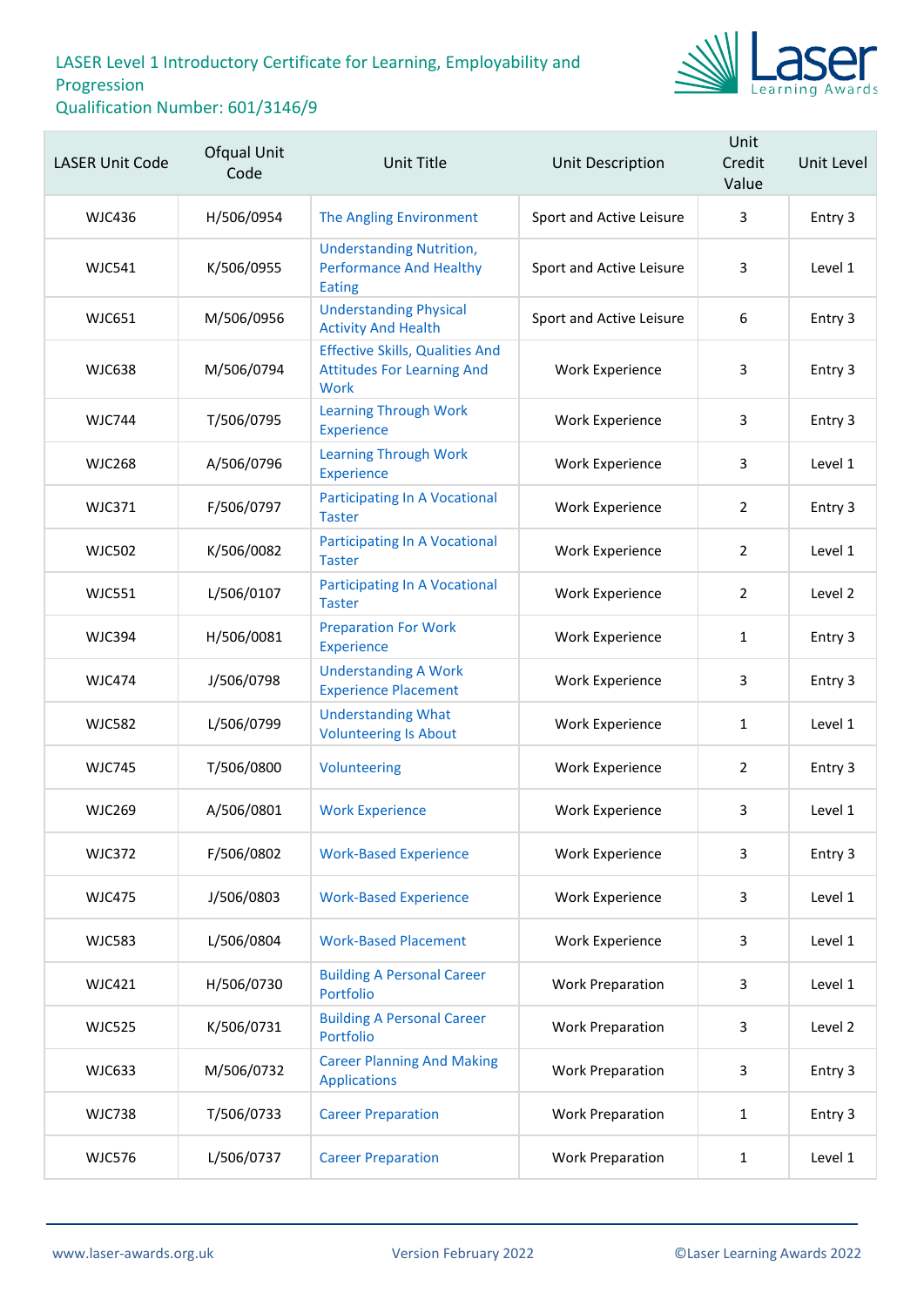LASER Level 1 Introductory Certificate for Learning, Employability and Progression
Qualification Number: 601/3146/9

| LASER Unit Code | Ofqual Unit Code | Unit Title | Unit Description | Unit Credit Value | Unit Level |
|---|---|---|---|---|---|
| WJC436 | H/506/0954 | The Angling Environment | Sport and Active Leisure | 3 | Entry 3 |
| WJC541 | K/506/0955 | Understanding Nutrition, Performance And Healthy Eating | Sport and Active Leisure | 3 | Level 1 |
| WJC651 | M/506/0956 | Understanding Physical Activity And Health | Sport and Active Leisure | 6 | Entry 3 |
| WJC638 | M/506/0794 | Effective Skills, Qualities And Attitudes For Learning And Work | Work Experience | 3 | Entry 3 |
| WJC744 | T/506/0795 | Learning Through Work Experience | Work Experience | 3 | Entry 3 |
| WJC268 | A/506/0796 | Learning Through Work Experience | Work Experience | 3 | Level 1 |
| WJC371 | F/506/0797 | Participating In A Vocational Taster | Work Experience | 2 | Entry 3 |
| WJC502 | K/506/0082 | Participating In A Vocational Taster | Work Experience | 2 | Level 1 |
| WJC551 | L/506/0107 | Participating In A Vocational Taster | Work Experience | 2 | Level 2 |
| WJC394 | H/506/0081 | Preparation For Work Experience | Work Experience | 1 | Entry 3 |
| WJC474 | J/506/0798 | Understanding A Work Experience Placement | Work Experience | 3 | Entry 3 |
| WJC582 | L/506/0799 | Understanding What Volunteering Is About | Work Experience | 1 | Level 1 |
| WJC745 | T/506/0800 | Volunteering | Work Experience | 2 | Entry 3 |
| WJC269 | A/506/0801 | Work Experience | Work Experience | 3 | Level 1 |
| WJC372 | F/506/0802 | Work-Based Experience | Work Experience | 3 | Entry 3 |
| WJC475 | J/506/0803 | Work-Based Experience | Work Experience | 3 | Level 1 |
| WJC583 | L/506/0804 | Work-Based Placement | Work Experience | 3 | Level 1 |
| WJC421 | H/506/0730 | Building A Personal Career Portfolio | Work Preparation | 3 | Level 1 |
| WJC525 | K/506/0731 | Building A Personal Career Portfolio | Work Preparation | 3 | Level 2 |
| WJC633 | M/506/0732 | Career Planning And Making Applications | Work Preparation | 3 | Entry 3 |
| WJC738 | T/506/0733 | Career Preparation | Work Preparation | 1 | Entry 3 |
| WJC576 | L/506/0737 | Career Preparation | Work Preparation | 1 | Level 1 |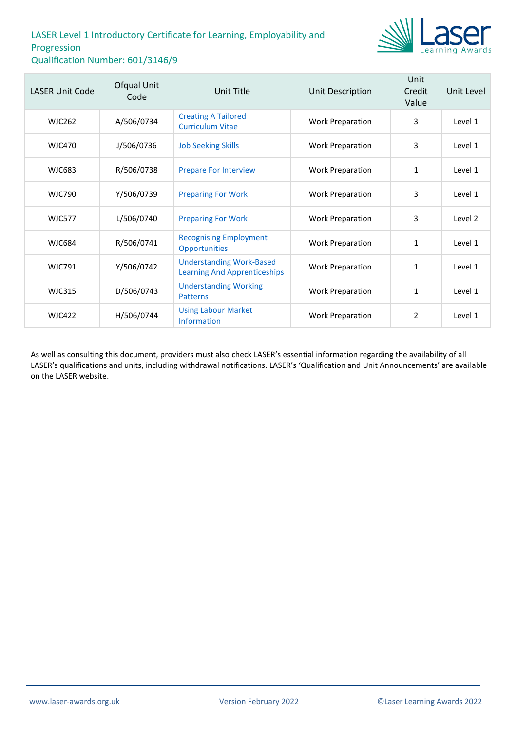| LASER Unit Code | Ofqual Unit Code | Unit Title | Unit Description | Unit Credit Value | Unit Level |
|---|---|---|---|---|---|
| WJC262 | A/506/0734 | Creating A Tailored Curriculum Vitae | Work Preparation | 3 | Level 1 |
| WJC470 | J/506/0736 | Job Seeking Skills | Work Preparation | 3 | Level 1 |
| WJC683 | R/506/0738 | Prepare For Interview | Work Preparation | 1 | Level 1 |
| WJC790 | Y/506/0739 | Preparing For Work | Work Preparation | 3 | Level 1 |
| WJC577 | L/506/0740 | Preparing For Work | Work Preparation | 3 | Level 2 |
| WJC684 | R/506/0741 | Recognising Employment Opportunities | Work Preparation | 1 | Level 1 |
| WJC791 | Y/506/0742 | Understanding Work-Based Learning And Apprenticeships | Work Preparation | 1 | Level 1 |
| WJC315 | D/506/0743 | Understanding Working Patterns | Work Preparation | 1 | Level 1 |
| WJC422 | H/506/0744 | Using Labour Market Information | Work Preparation | 2 | Level 1 |

As well as consulting this document, providers must also check LASER's essential information regarding the availability of all LASER's qualifications and units, including withdrawal notifications. LASER's 'Qualification and Unit Announcements' are available on the LASER website.